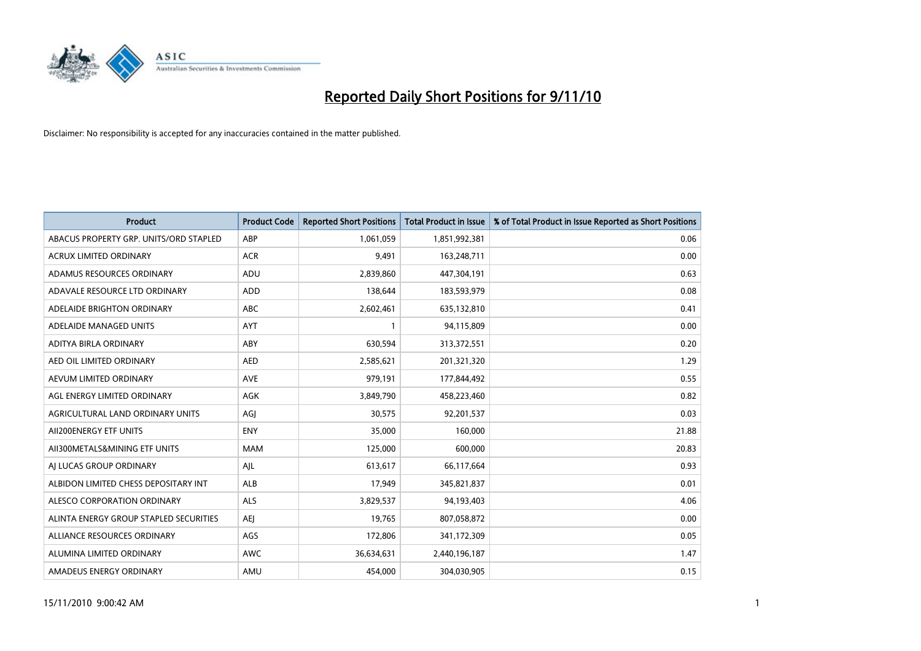# Reported Daily Short Positions for 9/11/10

Disclaimer: No responsibility is accepted for any inaccuracies contained in the matter published.

| Product | Product Code | Reported Short Positions | Total Product in Issue | % of Total Product in Issue Reported as Short Positions |
|---|---|---|---|---|
| ABACUS PROPERTY GRP. UNITS/ORD STAPLED | ABP | 1,061,059 | 1,851,992,381 | 0.06 |
| ACRUX LIMITED ORDINARY | ACR | 9,491 | 163,248,711 | 0.00 |
| ADAMUS RESOURCES ORDINARY | ADU | 2,839,860 | 447,304,191 | 0.63 |
| ADAVALE RESOURCE LTD ORDINARY | ADD | 138,644 | 183,593,979 | 0.08 |
| ADELAIDE BRIGHTON ORDINARY | ABC | 2,602,461 | 635,132,810 | 0.41 |
| ADELAIDE MANAGED UNITS | AYT | 1 | 94,115,809 | 0.00 |
| ADITYA BIRLA ORDINARY | ABY | 630,594 | 313,372,551 | 0.20 |
| AED OIL LIMITED ORDINARY | AED | 2,585,621 | 201,321,320 | 1.29 |
| AEVUM LIMITED ORDINARY | AVE | 979,191 | 177,844,492 | 0.55 |
| AGL ENERGY LIMITED ORDINARY | AGK | 3,849,790 | 458,223,460 | 0.82 |
| AGRICULTURAL LAND ORDINARY UNITS | AGJ | 30,575 | 92,201,537 | 0.03 |
| AII200ENERGY ETF UNITS | ENY | 35,000 | 160,000 | 21.88 |
| AII300METALS&MINING ETF UNITS | MAM | 125,000 | 600,000 | 20.83 |
| AJ LUCAS GROUP ORDINARY | AJL | 613,617 | 66,117,664 | 0.93 |
| ALBIDON LIMITED CHESS DEPOSITARY INT | ALB | 17,949 | 345,821,837 | 0.01 |
| ALESCO CORPORATION ORDINARY | ALS | 3,829,537 | 94,193,403 | 4.06 |
| ALINTA ENERGY GROUP STAPLED SECURITIES | AEJ | 19,765 | 807,058,872 | 0.00 |
| ALLIANCE RESOURCES ORDINARY | AGS | 172,806 | 341,172,309 | 0.05 |
| ALUMINA LIMITED ORDINARY | AWC | 36,634,631 | 2,440,196,187 | 1.47 |
| AMADEUS ENERGY ORDINARY | AMU | 454,000 | 304,030,905 | 0.15 |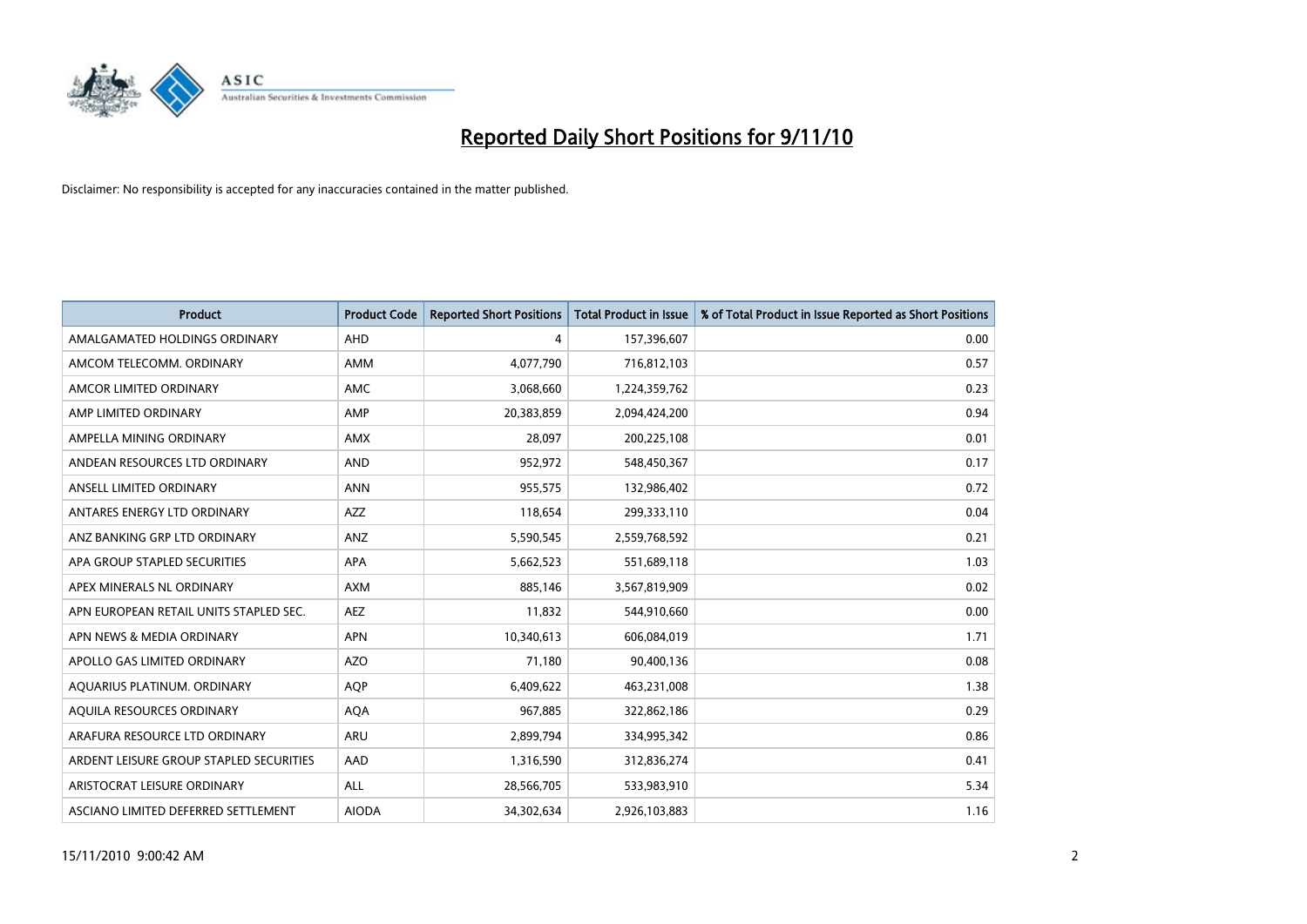# Reported Daily Short Positions for 9/11/10

Disclaimer: No responsibility is accepted for any inaccuracies contained in the matter published.

| Product | Product Code | Reported Short Positions | Total Product in Issue | % of Total Product in Issue Reported as Short Positions |
|---|---|---|---|---|
| AMALGAMATED HOLDINGS ORDINARY | AHD | 4 | 157,396,607 | 0.00 |
| AMCOM TELECOMM. ORDINARY | AMM | 4,077,790 | 716,812,103 | 0.57 |
| AMCOR LIMITED ORDINARY | AMC | 3,068,660 | 1,224,359,762 | 0.23 |
| AMP LIMITED ORDINARY | AMP | 20,383,859 | 2,094,424,200 | 0.94 |
| AMPELLA MINING ORDINARY | AMX | 28,097 | 200,225,108 | 0.01 |
| ANDEAN RESOURCES LTD ORDINARY | AND | 952,972 | 548,450,367 | 0.17 |
| ANSELL LIMITED ORDINARY | ANN | 955,575 | 132,986,402 | 0.72 |
| ANTARES ENERGY LTD ORDINARY | AZZ | 118,654 | 299,333,110 | 0.04 |
| ANZ BANKING GRP LTD ORDINARY | ANZ | 5,590,545 | 2,559,768,592 | 0.21 |
| APA GROUP STAPLED SECURITIES | APA | 5,662,523 | 551,689,118 | 1.03 |
| APEX MINERALS NL ORDINARY | AXM | 885,146 | 3,567,819,909 | 0.02 |
| APN EUROPEAN RETAIL UNITS STAPLED SEC. | AEZ | 11,832 | 544,910,660 | 0.00 |
| APN NEWS & MEDIA ORDINARY | APN | 10,340,613 | 606,084,019 | 1.71 |
| APOLLO GAS LIMITED ORDINARY | AZO | 71,180 | 90,400,136 | 0.08 |
| AQUARIUS PLATINUM. ORDINARY | AQP | 6,409,622 | 463,231,008 | 1.38 |
| AQUILA RESOURCES ORDINARY | AQA | 967,885 | 322,862,186 | 0.29 |
| ARAFURA RESOURCE LTD ORDINARY | ARU | 2,899,794 | 334,995,342 | 0.86 |
| ARDENT LEISURE GROUP STAPLED SECURITIES | AAD | 1,316,590 | 312,836,274 | 0.41 |
| ARISTOCRAT LEISURE ORDINARY | ALL | 28,566,705 | 533,983,910 | 5.34 |
| ASCIANO LIMITED DEFERRED SETTLEMENT | AIODA | 34,302,634 | 2,926,103,883 | 1.16 |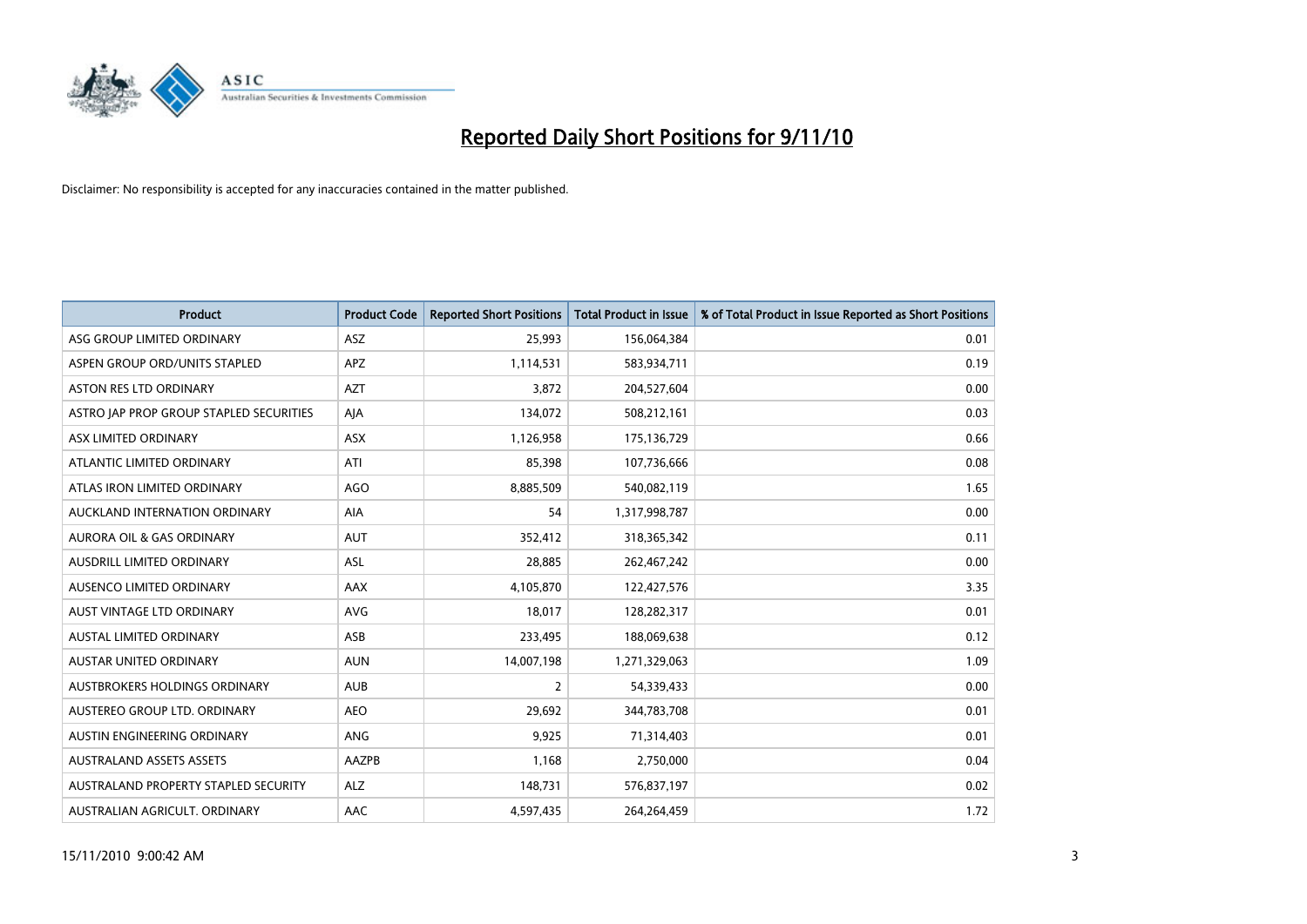# Reported Daily Short Positions for 9/11/10

Disclaimer: No responsibility is accepted for any inaccuracies contained in the matter published.

| Product | Product Code | Reported Short Positions | Total Product in Issue | % of Total Product in Issue Reported as Short Positions |
|---|---|---|---|---|
| ASG GROUP LIMITED ORDINARY | ASZ | 25,993 | 156,064,384 | 0.01 |
| ASPEN GROUP ORD/UNITS STAPLED | APZ | 1,114,531 | 583,934,711 | 0.19 |
| ASTON RES LTD ORDINARY | AZT | 3,872 | 204,527,604 | 0.00 |
| ASTRO JAP PROP GROUP STAPLED SECURITIES | AJA | 134,072 | 508,212,161 | 0.03 |
| ASX LIMITED ORDINARY | ASX | 1,126,958 | 175,136,729 | 0.66 |
| ATLANTIC LIMITED ORDINARY | ATI | 85,398 | 107,736,666 | 0.08 |
| ATLAS IRON LIMITED ORDINARY | AGO | 8,885,509 | 540,082,119 | 1.65 |
| AUCKLAND INTERNATION ORDINARY | AIA | 54 | 1,317,998,787 | 0.00 |
| AURORA OIL & GAS ORDINARY | AUT | 352,412 | 318,365,342 | 0.11 |
| AUSDRILL LIMITED ORDINARY | ASL | 28,885 | 262,467,242 | 0.00 |
| AUSENCO LIMITED ORDINARY | AAX | 4,105,870 | 122,427,576 | 3.35 |
| AUST VINTAGE LTD ORDINARY | AVG | 18,017 | 128,282,317 | 0.01 |
| AUSTAL LIMITED ORDINARY | ASB | 233,495 | 188,069,638 | 0.12 |
| AUSTAR UNITED ORDINARY | AUN | 14,007,198 | 1,271,329,063 | 1.09 |
| AUSTBROKERS HOLDINGS ORDINARY | AUB | 2 | 54,339,433 | 0.00 |
| AUSTEREO GROUP LTD. ORDINARY | AEO | 29,692 | 344,783,708 | 0.01 |
| AUSTIN ENGINEERING ORDINARY | ANG | 9,925 | 71,314,403 | 0.01 |
| AUSTRALAND ASSETS ASSETS | AAZPB | 1,168 | 2,750,000 | 0.04 |
| AUSTRALAND PROPERTY STAPLED SECURITY | ALZ | 148,731 | 576,837,197 | 0.02 |
| AUSTRALIAN AGRICULT. ORDINARY | AAC | 4,597,435 | 264,264,459 | 1.72 |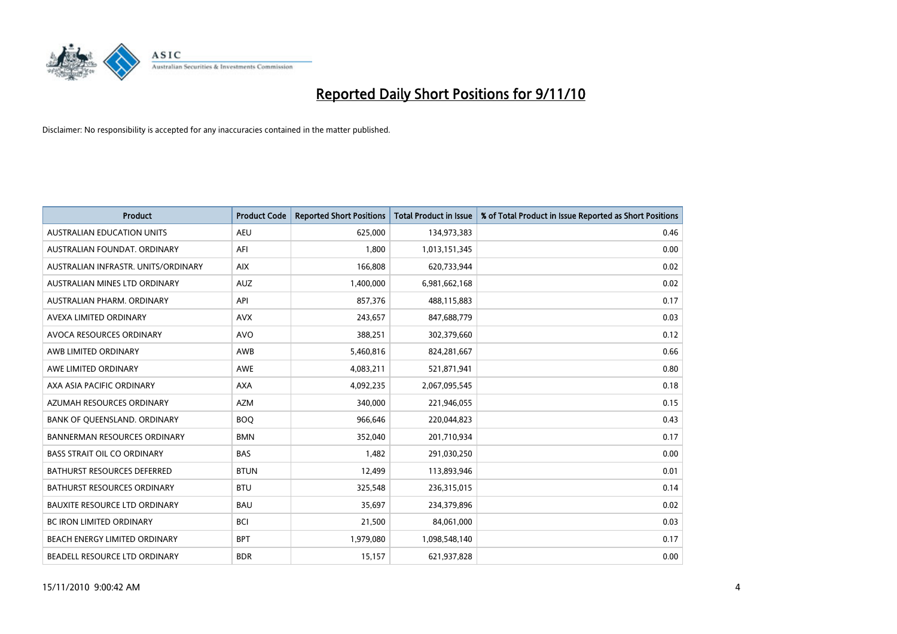# Reported Daily Short Positions for 9/11/10

Disclaimer: No responsibility is accepted for any inaccuracies contained in the matter published.

| Product | Product Code | Reported Short Positions | Total Product in Issue | % of Total Product in Issue Reported as Short Positions |
|---|---|---|---|---|
| AUSTRALIAN EDUCATION UNITS | AEU | 625,000 | 134,973,383 | 0.46 |
| AUSTRALIAN FOUNDAT. ORDINARY | AFI | 1,800 | 1,013,151,345 | 0.00 |
| AUSTRALIAN INFRASTR. UNITS/ORDINARY | AIX | 166,808 | 620,733,944 | 0.02 |
| AUSTRALIAN MINES LTD ORDINARY | AUZ | 1,400,000 | 6,981,662,168 | 0.02 |
| AUSTRALIAN PHARM. ORDINARY | API | 857,376 | 488,115,883 | 0.17 |
| AVEXA LIMITED ORDINARY | AVX | 243,657 | 847,688,779 | 0.03 |
| AVOCA RESOURCES ORDINARY | AVO | 388,251 | 302,379,660 | 0.12 |
| AWB LIMITED ORDINARY | AWB | 5,460,816 | 824,281,667 | 0.66 |
| AWE LIMITED ORDINARY | AWE | 4,083,211 | 521,871,941 | 0.80 |
| AXA ASIA PACIFIC ORDINARY | AXA | 4,092,235 | 2,067,095,545 | 0.18 |
| AZUMAH RESOURCES ORDINARY | AZM | 340,000 | 221,946,055 | 0.15 |
| BANK OF QUEENSLAND. ORDINARY | BOQ | 966,646 | 220,044,823 | 0.43 |
| BANNERMAN RESOURCES ORDINARY | BMN | 352,040 | 201,710,934 | 0.17 |
| BASS STRAIT OIL CO ORDINARY | BAS | 1,482 | 291,030,250 | 0.00 |
| BATHURST RESOURCES DEFERRED | BTUN | 12,499 | 113,893,946 | 0.01 |
| BATHURST RESOURCES ORDINARY | BTU | 325,548 | 236,315,015 | 0.14 |
| BAUXITE RESOURCE LTD ORDINARY | BAU | 35,697 | 234,379,896 | 0.02 |
| BC IRON LIMITED ORDINARY | BCI | 21,500 | 84,061,000 | 0.03 |
| BEACH ENERGY LIMITED ORDINARY | BPT | 1,979,080 | 1,098,548,140 | 0.17 |
| BEADELL RESOURCE LTD ORDINARY | BDR | 15,157 | 621,937,828 | 0.00 |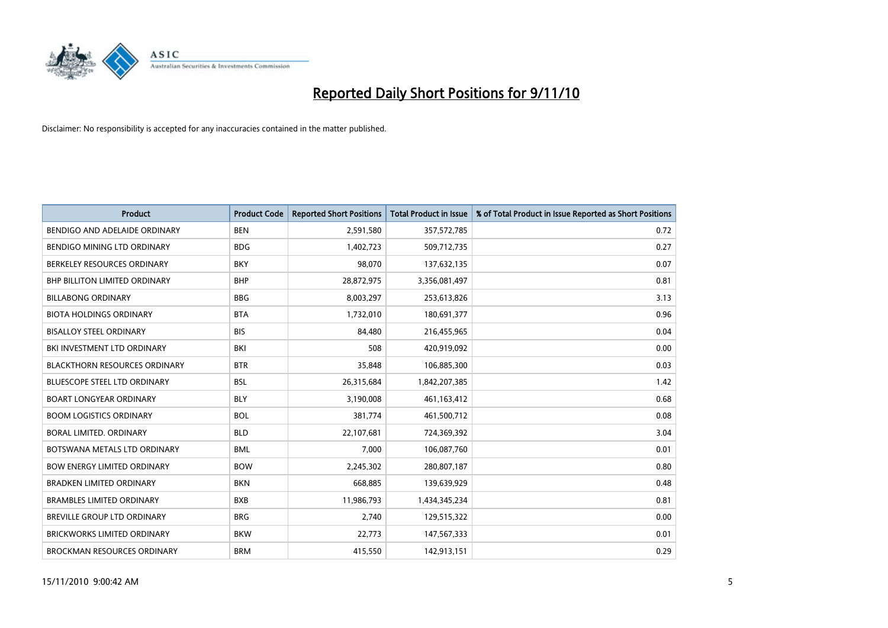# Reported Daily Short Positions for 9/11/10

Disclaimer: No responsibility is accepted for any inaccuracies contained in the matter published.

| Product | Product Code | Reported Short Positions | Total Product in Issue | % of Total Product in Issue Reported as Short Positions |
|---|---|---|---|---|
| BENDIGO AND ADELAIDE ORDINARY | BEN | 2,591,580 | 357,572,785 | 0.72 |
| BENDIGO MINING LTD ORDINARY | BDG | 1,402,723 | 509,712,735 | 0.27 |
| BERKELEY RESOURCES ORDINARY | BKY | 98,070 | 137,632,135 | 0.07 |
| BHP BILLITON LIMITED ORDINARY | BHP | 28,872,975 | 3,356,081,497 | 0.81 |
| BILLABONG ORDINARY | BBG | 8,003,297 | 253,613,826 | 3.13 |
| BIOTA HOLDINGS ORDINARY | BTA | 1,732,010 | 180,691,377 | 0.96 |
| BISALLOY STEEL ORDINARY | BIS | 84,480 | 216,455,965 | 0.04 |
| BKI INVESTMENT LTD ORDINARY | BKI | 508 | 420,919,092 | 0.00 |
| BLACKTHORN RESOURCES ORDINARY | BTR | 35,848 | 106,885,300 | 0.03 |
| BLUESCOPE STEEL LTD ORDINARY | BSL | 26,315,684 | 1,842,207,385 | 1.42 |
| BOART LONGYEAR ORDINARY | BLY | 3,190,008 | 461,163,412 | 0.68 |
| BOOM LOGISTICS ORDINARY | BOL | 381,774 | 461,500,712 | 0.08 |
| BORAL LIMITED. ORDINARY | BLD | 22,107,681 | 724,369,392 | 3.04 |
| BOTSWANA METALS LTD ORDINARY | BML | 7,000 | 106,087,760 | 0.01 |
| BOW ENERGY LIMITED ORDINARY | BOW | 2,245,302 | 280,807,187 | 0.80 |
| BRADKEN LIMITED ORDINARY | BKN | 668,885 | 139,639,929 | 0.48 |
| BRAMBLES LIMITED ORDINARY | BXB | 11,986,793 | 1,434,345,234 | 0.81 |
| BREVILLE GROUP LTD ORDINARY | BRG | 2,740 | 129,515,322 | 0.00 |
| BRICKWORKS LIMITED ORDINARY | BKW | 22,773 | 147,567,333 | 0.01 |
| BROCKMAN RESOURCES ORDINARY | BRM | 415,550 | 142,913,151 | 0.29 |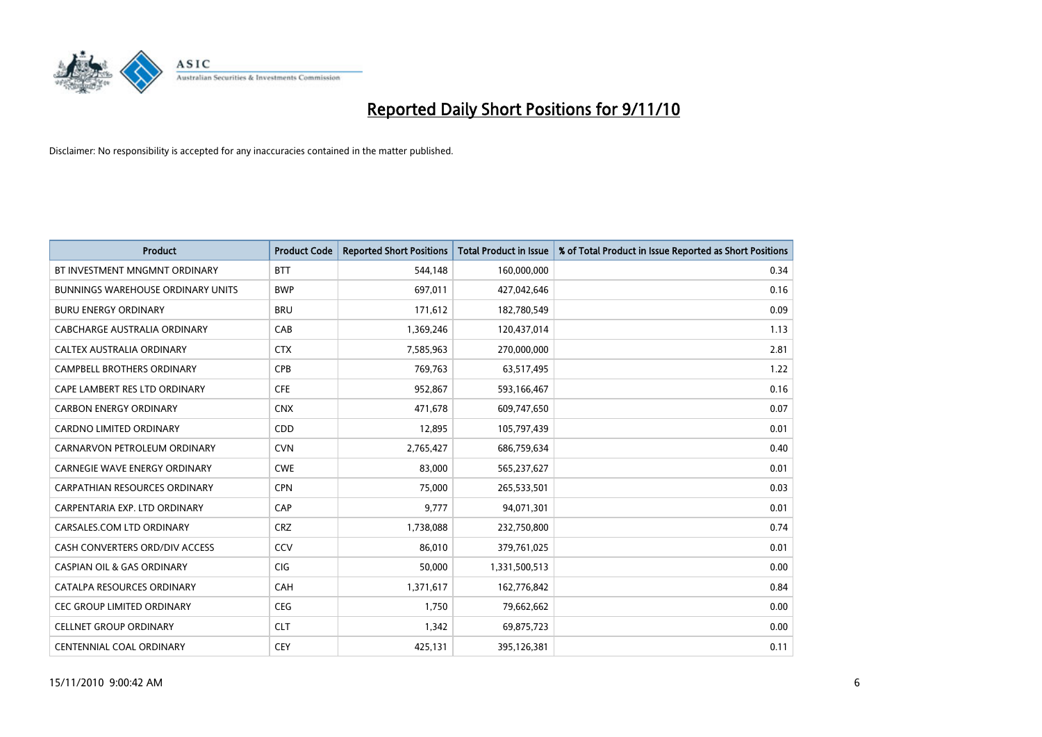# Reported Daily Short Positions for 9/11/10

Disclaimer: No responsibility is accepted for any inaccuracies contained in the matter published.

| Product | Product Code | Reported Short Positions | Total Product in Issue | % of Total Product in Issue Reported as Short Positions |
|---|---|---|---|---|
| BT INVESTMENT MNGMNT ORDINARY | BTT | 544,148 | 160,000,000 | 0.34 |
| BUNNINGS WAREHOUSE ORDINARY UNITS | BWP | 697,011 | 427,042,646 | 0.16 |
| BURU ENERGY ORDINARY | BRU | 171,612 | 182,780,549 | 0.09 |
| CABCHARGE AUSTRALIA ORDINARY | CAB | 1,369,246 | 120,437,014 | 1.13 |
| CALTEX AUSTRALIA ORDINARY | CTX | 7,585,963 | 270,000,000 | 2.81 |
| CAMPBELL BROTHERS ORDINARY | CPB | 769,763 | 63,517,495 | 1.22 |
| CAPE LAMBERT RES LTD ORDINARY | CFE | 952,867 | 593,166,467 | 0.16 |
| CARBON ENERGY ORDINARY | CNX | 471,678 | 609,747,650 | 0.07 |
| CARDNO LIMITED ORDINARY | CDD | 12,895 | 105,797,439 | 0.01 |
| CARNARVON PETROLEUM ORDINARY | CVN | 2,765,427 | 686,759,634 | 0.40 |
| CARNEGIE WAVE ENERGY ORDINARY | CWE | 83,000 | 565,237,627 | 0.01 |
| CARPATHIAN RESOURCES ORDINARY | CPN | 75,000 | 265,533,501 | 0.03 |
| CARPENTARIA EXP. LTD ORDINARY | CAP | 9,777 | 94,071,301 | 0.01 |
| CARSALES.COM LTD ORDINARY | CRZ | 1,738,088 | 232,750,800 | 0.74 |
| CASH CONVERTERS ORD/DIV ACCESS | CCV | 86,010 | 379,761,025 | 0.01 |
| CASPIAN OIL & GAS ORDINARY | CIG | 50,000 | 1,331,500,513 | 0.00 |
| CATALPA RESOURCES ORDINARY | CAH | 1,371,617 | 162,776,842 | 0.84 |
| CEC GROUP LIMITED ORDINARY | CEG | 1,750 | 79,662,662 | 0.00 |
| CELLNET GROUP ORDINARY | CLT | 1,342 | 69,875,723 | 0.00 |
| CENTENNIAL COAL ORDINARY | CEY | 425,131 | 395,126,381 | 0.11 |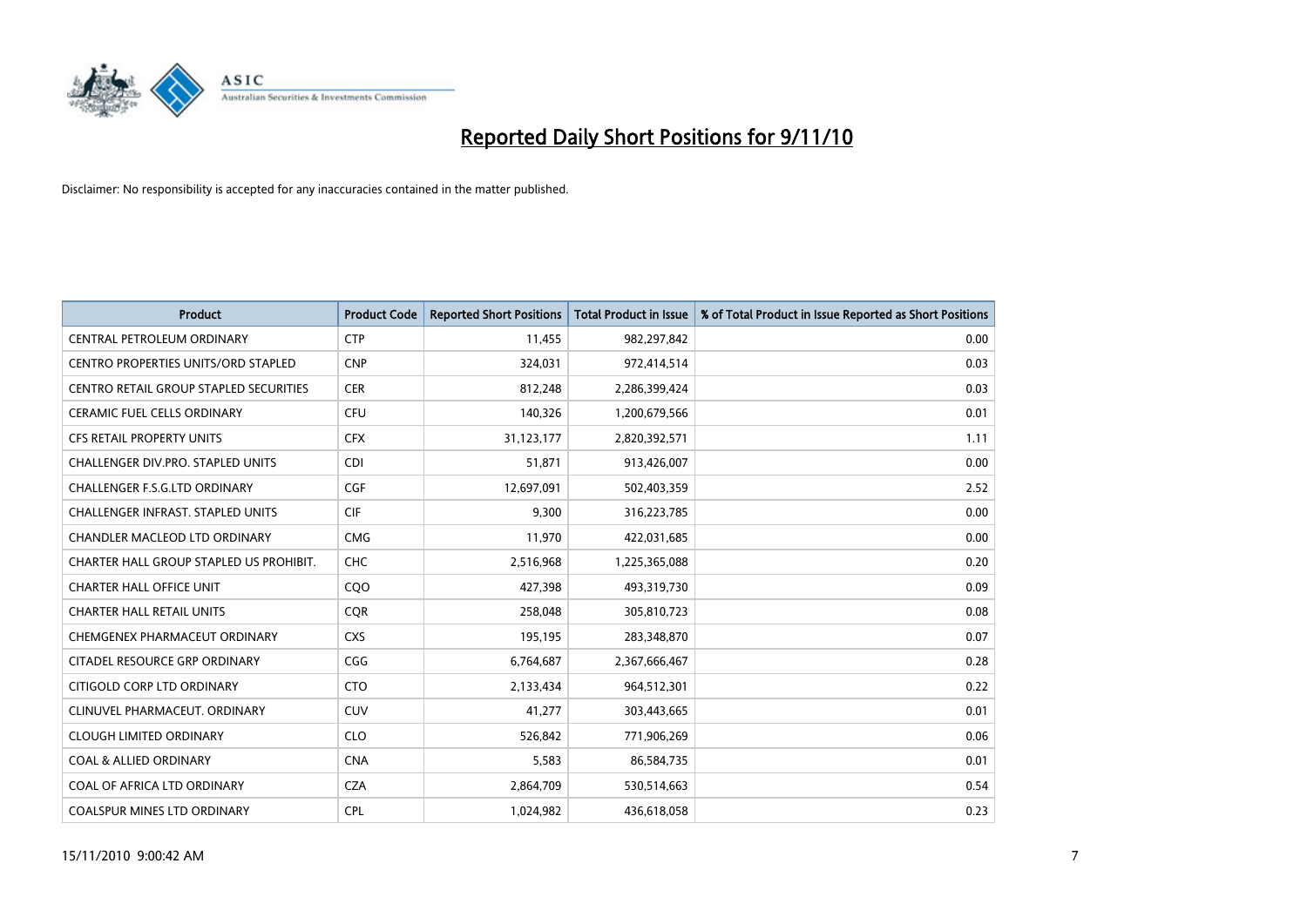# Reported Daily Short Positions for 9/11/10

Disclaimer: No responsibility is accepted for any inaccuracies contained in the matter published.

| Product | Product Code | Reported Short Positions | Total Product in Issue | % of Total Product in Issue Reported as Short Positions |
|---|---|---|---|---|
| CENTRAL PETROLEUM ORDINARY | CTP | 11,455 | 982,297,842 | 0.00 |
| CENTRO PROPERTIES UNITS/ORD STAPLED | CNP | 324,031 | 972,414,514 | 0.03 |
| CENTRO RETAIL GROUP STAPLED SECURITIES | CER | 812,248 | 2,286,399,424 | 0.03 |
| CERAMIC FUEL CELLS ORDINARY | CFU | 140,326 | 1,200,679,566 | 0.01 |
| CFS RETAIL PROPERTY UNITS | CFX | 31,123,177 | 2,820,392,571 | 1.11 |
| CHALLENGER DIV.PRO. STAPLED UNITS | CDI | 51,871 | 913,426,007 | 0.00 |
| CHALLENGER F.S.G.LTD ORDINARY | CGF | 12,697,091 | 502,403,359 | 2.52 |
| CHALLENGER INFRAST. STAPLED UNITS | CIF | 9,300 | 316,223,785 | 0.00 |
| CHANDLER MACLEOD LTD ORDINARY | CMG | 11,970 | 422,031,685 | 0.00 |
| CHARTER HALL GROUP STAPLED US PROHIBIT. | CHC | 2,516,968 | 1,225,365,088 | 0.20 |
| CHARTER HALL OFFICE UNIT | CQO | 427,398 | 493,319,730 | 0.09 |
| CHARTER HALL RETAIL UNITS | CQR | 258,048 | 305,810,723 | 0.08 |
| CHEMGENEX PHARMACEUT ORDINARY | CXS | 195,195 | 283,348,870 | 0.07 |
| CITADEL RESOURCE GRP ORDINARY | CGG | 6,764,687 | 2,367,666,467 | 0.28 |
| CITIGOLD CORP LTD ORDINARY | CTO | 2,133,434 | 964,512,301 | 0.22 |
| CLINUVEL PHARMACEUT. ORDINARY | CUV | 41,277 | 303,443,665 | 0.01 |
| CLOUGH LIMITED ORDINARY | CLO | 526,842 | 771,906,269 | 0.06 |
| COAL & ALLIED ORDINARY | CNA | 5,583 | 86,584,735 | 0.01 |
| COAL OF AFRICA LTD ORDINARY | CZA | 2,864,709 | 530,514,663 | 0.54 |
| COALSPUR MINES LTD ORDINARY | CPL | 1,024,982 | 436,618,058 | 0.23 |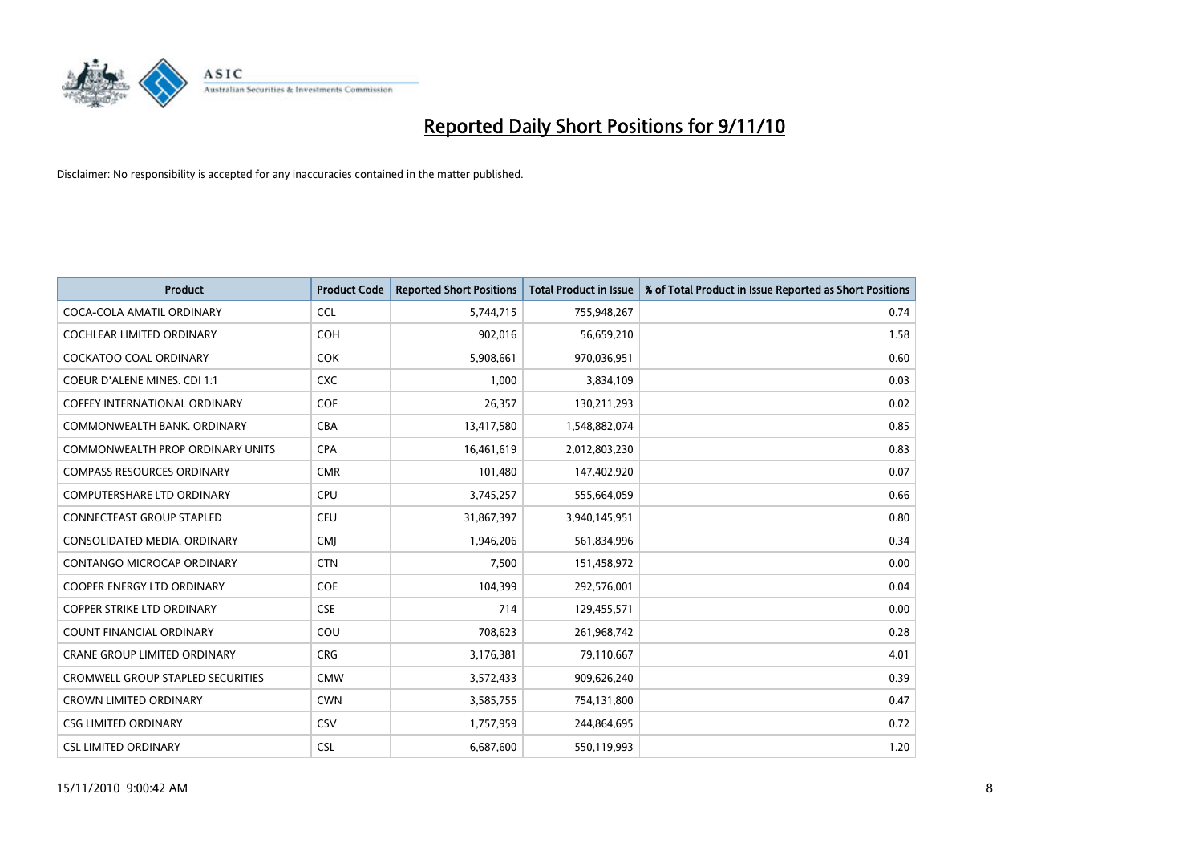# Reported Daily Short Positions for 9/11/10

Disclaimer: No responsibility is accepted for any inaccuracies contained in the matter published.

| Product | Product Code | Reported Short Positions | Total Product in Issue | % of Total Product in Issue Reported as Short Positions |
| --- | --- | --- | --- | --- |
| COCA-COLA AMATIL ORDINARY | CCL | 5,744,715 | 755,948,267 | 0.74 |
| COCHLEAR LIMITED ORDINARY | COH | 902,016 | 56,659,210 | 1.58 |
| COCKATOO COAL ORDINARY | COK | 5,908,661 | 970,036,951 | 0.60 |
| COEUR D'ALENE MINES. CDI 1:1 | CXC | 1,000 | 3,834,109 | 0.03 |
| COFFEY INTERNATIONAL ORDINARY | COF | 26,357 | 130,211,293 | 0.02 |
| COMMONWEALTH BANK. ORDINARY | CBA | 13,417,580 | 1,548,882,074 | 0.85 |
| COMMONWEALTH PROP ORDINARY UNITS | CPA | 16,461,619 | 2,012,803,230 | 0.83 |
| COMPASS RESOURCES ORDINARY | CMR | 101,480 | 147,402,920 | 0.07 |
| COMPUTERSHARE LTD ORDINARY | CPU | 3,745,257 | 555,664,059 | 0.66 |
| CONNECTEAST GROUP STAPLED | CEU | 31,867,397 | 3,940,145,951 | 0.80 |
| CONSOLIDATED MEDIA. ORDINARY | CMJ | 1,946,206 | 561,834,996 | 0.34 |
| CONTANGO MICROCAP ORDINARY | CTN | 7,500 | 151,458,972 | 0.00 |
| COOPER ENERGY LTD ORDINARY | COE | 104,399 | 292,576,001 | 0.04 |
| COPPER STRIKE LTD ORDINARY | CSE | 714 | 129,455,571 | 0.00 |
| COUNT FINANCIAL ORDINARY | COU | 708,623 | 261,968,742 | 0.28 |
| CRANE GROUP LIMITED ORDINARY | CRG | 3,176,381 | 79,110,667 | 4.01 |
| CROMWELL GROUP STAPLED SECURITIES | CMW | 3,572,433 | 909,626,240 | 0.39 |
| CROWN LIMITED ORDINARY | CWN | 3,585,755 | 754,131,800 | 0.47 |
| CSG LIMITED ORDINARY | CSV | 1,757,959 | 244,864,695 | 0.72 |
| CSL LIMITED ORDINARY | CSL | 6,687,600 | 550,119,993 | 1.20 |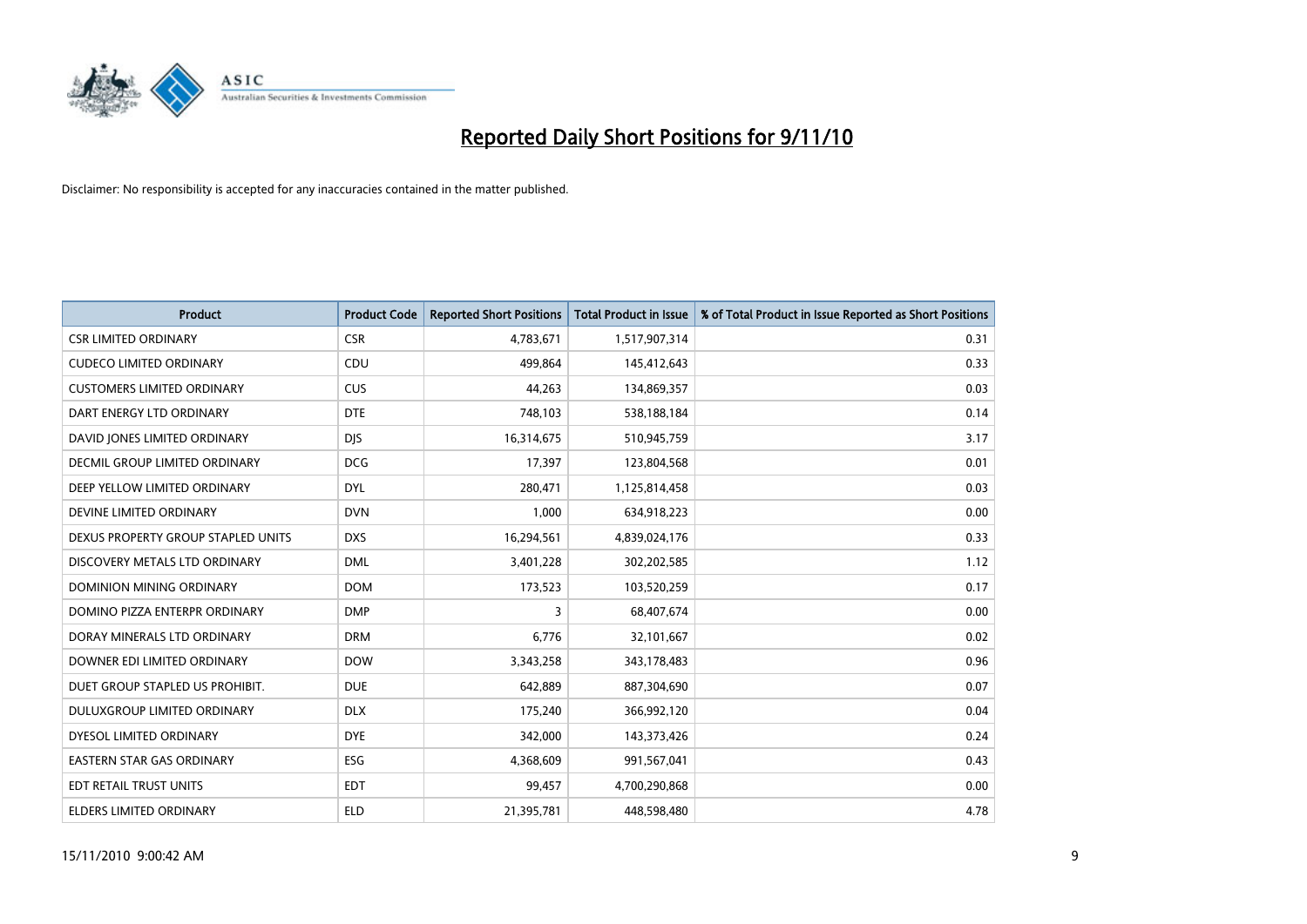# Reported Daily Short Positions for 9/11/10

Disclaimer: No responsibility is accepted for any inaccuracies contained in the matter published.

| Product | Product Code | Reported Short Positions | Total Product in Issue | % of Total Product in Issue Reported as Short Positions |
|---|---|---|---|---|
| CSR LIMITED ORDINARY | CSR | 4,783,671 | 1,517,907,314 | 0.31 |
| CUDECO LIMITED ORDINARY | CDU | 499,864 | 145,412,643 | 0.33 |
| CUSTOMERS LIMITED ORDINARY | CUS | 44,263 | 134,869,357 | 0.03 |
| DART ENERGY LTD ORDINARY | DTE | 748,103 | 538,188,184 | 0.14 |
| DAVID JONES LIMITED ORDINARY | DJS | 16,314,675 | 510,945,759 | 3.17 |
| DECMIL GROUP LIMITED ORDINARY | DCG | 17,397 | 123,804,568 | 0.01 |
| DEEP YELLOW LIMITED ORDINARY | DYL | 280,471 | 1,125,814,458 | 0.03 |
| DEVINE LIMITED ORDINARY | DVN | 1,000 | 634,918,223 | 0.00 |
| DEXUS PROPERTY GROUP STAPLED UNITS | DXS | 16,294,561 | 4,839,024,176 | 0.33 |
| DISCOVERY METALS LTD ORDINARY | DML | 3,401,228 | 302,202,585 | 1.12 |
| DOMINION MINING ORDINARY | DOM | 173,523 | 103,520,259 | 0.17 |
| DOMINO PIZZA ENTERPR ORDINARY | DMP | 3 | 68,407,674 | 0.00 |
| DORAY MINERALS LTD ORDINARY | DRM | 6,776 | 32,101,667 | 0.02 |
| DOWNER EDI LIMITED ORDINARY | DOW | 3,343,258 | 343,178,483 | 0.96 |
| DUET GROUP STAPLED US PROHIBIT. | DUE | 642,889 | 887,304,690 | 0.07 |
| DULUXGROUP LIMITED ORDINARY | DLX | 175,240 | 366,992,120 | 0.04 |
| DYESOL LIMITED ORDINARY | DYE | 342,000 | 143,373,426 | 0.24 |
| EASTERN STAR GAS ORDINARY | ESG | 4,368,609 | 991,567,041 | 0.43 |
| EDT RETAIL TRUST UNITS | EDT | 99,457 | 4,700,290,868 | 0.00 |
| ELDERS LIMITED ORDINARY | ELD | 21,395,781 | 448,598,480 | 4.78 |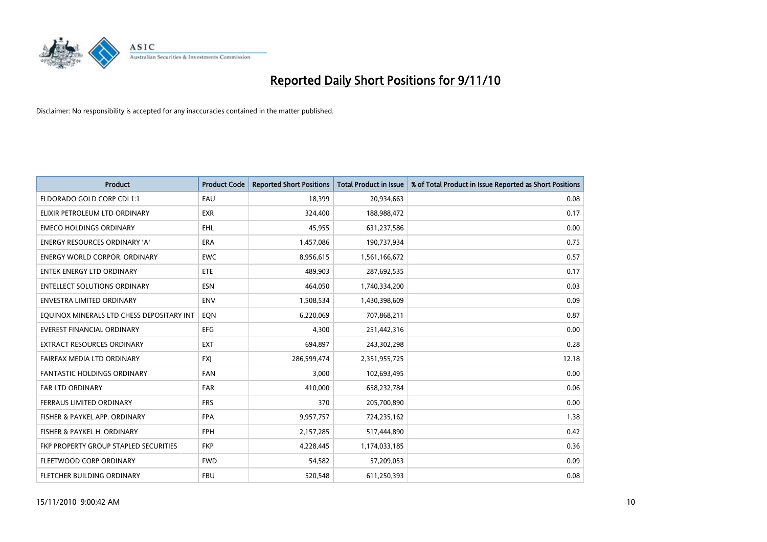# Reported Daily Short Positions for 9/11/10

Disclaimer: No responsibility is accepted for any inaccuracies contained in the matter published.

| Product | Product Code | Reported Short Positions | Total Product in Issue | % of Total Product in Issue Reported as Short Positions |
|---|---|---|---|---|
| ELDORADO GOLD CORP CDI 1:1 | EAU | 18,399 | 20,934,663 | 0.08 |
| ELIXIR PETROLEUM LTD ORDINARY | EXR | 324,400 | 188,988,472 | 0.17 |
| EMECO HOLDINGS ORDINARY | EHL | 45,955 | 631,237,586 | 0.00 |
| ENERGY RESOURCES ORDINARY 'A' | ERA | 1,457,086 | 190,737,934 | 0.75 |
| ENERGY WORLD CORPOR. ORDINARY | EWC | 8,956,615 | 1,561,166,672 | 0.57 |
| ENTEK ENERGY LTD ORDINARY | ETE | 489,903 | 287,692,535 | 0.17 |
| ENTELLECT SOLUTIONS ORDINARY | ESN | 464,050 | 1,740,334,200 | 0.03 |
| ENVESTRA LIMITED ORDINARY | ENV | 1,508,534 | 1,430,398,609 | 0.09 |
| EQUINOX MINERALS LTD CHESS DEPOSITARY INT | EQN | 6,220,069 | 707,868,211 | 0.87 |
| EVEREST FINANCIAL ORDINARY | EFG | 4,300 | 251,442,316 | 0.00 |
| EXTRACT RESOURCES ORDINARY | EXT | 694,897 | 243,302,298 | 0.28 |
| FAIRFAX MEDIA LTD ORDINARY | FXJ | 286,599,474 | 2,351,955,725 | 12.18 |
| FANTASTIC HOLDINGS ORDINARY | FAN | 3,000 | 102,693,495 | 0.00 |
| FAR LTD ORDINARY | FAR | 410,000 | 658,232,784 | 0.06 |
| FERRAUS LIMITED ORDINARY | FRS | 370 | 205,700,890 | 0.00 |
| FISHER & PAYKEL APP. ORDINARY | FPA | 9,957,757 | 724,235,162 | 1.38 |
| FISHER & PAYKEL H. ORDINARY | FPH | 2,157,285 | 517,444,890 | 0.42 |
| FKP PROPERTY GROUP STAPLED SECURITIES | FKP | 4,228,445 | 1,174,033,185 | 0.36 |
| FLEETWOOD CORP ORDINARY | FWD | 54,582 | 57,209,053 | 0.09 |
| FLETCHER BUILDING ORDINARY | FBU | 520,548 | 611,250,393 | 0.08 |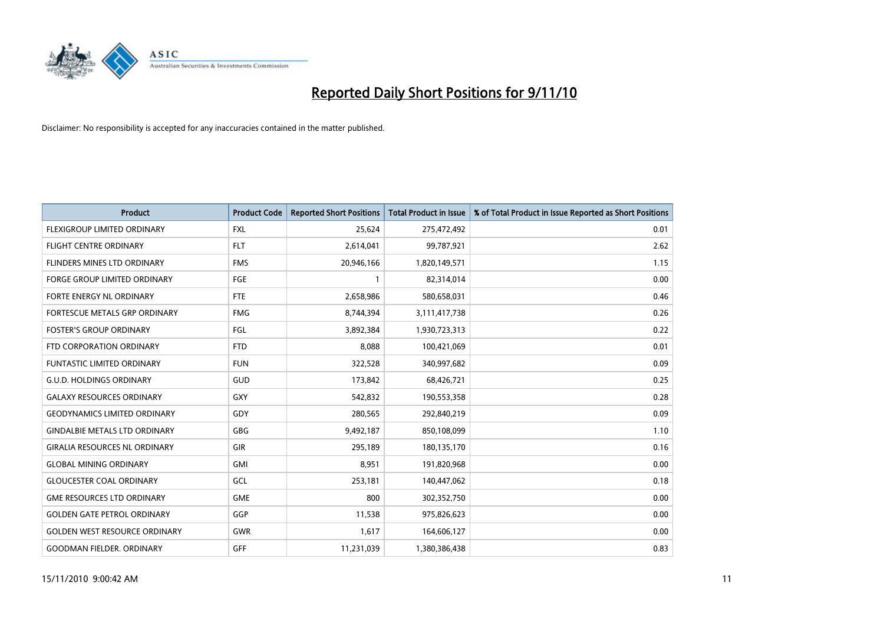# Reported Daily Short Positions for 9/11/10

Disclaimer: No responsibility is accepted for any inaccuracies contained in the matter published.

| Product | Product Code | Reported Short Positions | Total Product in Issue | % of Total Product in Issue Reported as Short Positions |
|---|---|---|---|---|
| FLEXIGROUP LIMITED ORDINARY | FXL | 25,624 | 275,472,492 | 0.01 |
| FLIGHT CENTRE ORDINARY | FLT | 2,614,041 | 99,787,921 | 2.62 |
| FLINDERS MINES LTD ORDINARY | FMS | 20,946,166 | 1,820,149,571 | 1.15 |
| FORGE GROUP LIMITED ORDINARY | FGE | 1 | 82,314,014 | 0.00 |
| FORTE ENERGY NL ORDINARY | FTE | 2,658,986 | 580,658,031 | 0.46 |
| FORTESCUE METALS GRP ORDINARY | FMG | 8,744,394 | 3,111,417,738 | 0.26 |
| FOSTER'S GROUP ORDINARY | FGL | 3,892,384 | 1,930,723,313 | 0.22 |
| FTD CORPORATION ORDINARY | FTD | 8,088 | 100,421,069 | 0.01 |
| FUNTASTIC LIMITED ORDINARY | FUN | 322,528 | 340,997,682 | 0.09 |
| G.U.D. HOLDINGS ORDINARY | GUD | 173,842 | 68,426,721 | 0.25 |
| GALAXY RESOURCES ORDINARY | GXY | 542,832 | 190,553,358 | 0.28 |
| GEODYNAMICS LIMITED ORDINARY | GDY | 280,565 | 292,840,219 | 0.09 |
| GINDALBIE METALS LTD ORDINARY | GBG | 9,492,187 | 850,108,099 | 1.10 |
| GIRALIA RESOURCES NL ORDINARY | GIR | 295,189 | 180,135,170 | 0.16 |
| GLOBAL MINING ORDINARY | GMI | 8,951 | 191,820,968 | 0.00 |
| GLOUCESTER COAL ORDINARY | GCL | 253,181 | 140,447,062 | 0.18 |
| GME RESOURCES LTD ORDINARY | GME | 800 | 302,352,750 | 0.00 |
| GOLDEN GATE PETROL ORDINARY | GGP | 11,538 | 975,826,623 | 0.00 |
| GOLDEN WEST RESOURCE ORDINARY | GWR | 1,617 | 164,606,127 | 0.00 |
| GOODMAN FIELDER. ORDINARY | GFF | 11,231,039 | 1,380,386,438 | 0.83 |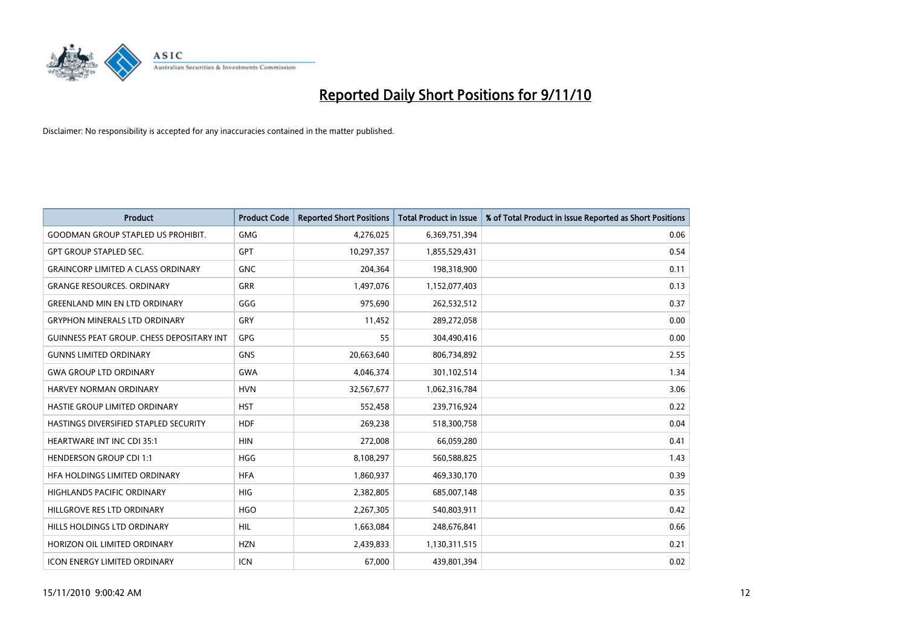# Reported Daily Short Positions for 9/11/10

Disclaimer: No responsibility is accepted for any inaccuracies contained in the matter published.

| Product | Product Code | Reported Short Positions | Total Product in Issue | % of Total Product in Issue Reported as Short Positions |
|---|---|---|---|---|
| GOODMAN GROUP STAPLED US PROHIBIT. | GMG | 4,276,025 | 6,369,751,394 | 0.06 |
| GPT GROUP STAPLED SEC. | GPT | 10,297,357 | 1,855,529,431 | 0.54 |
| GRAINCORP LIMITED A CLASS ORDINARY | GNC | 204,364 | 198,318,900 | 0.11 |
| GRANGE RESOURCES. ORDINARY | GRR | 1,497,076 | 1,152,077,403 | 0.13 |
| GREENLAND MIN EN LTD ORDINARY | GGG | 975,690 | 262,532,512 | 0.37 |
| GRYPHON MINERALS LTD ORDINARY | GRY | 11,452 | 289,272,058 | 0.00 |
| GUINNESS PEAT GROUP. CHESS DEPOSITARY INT | GPG | 55 | 304,490,416 | 0.00 |
| GUNNS LIMITED ORDINARY | GNS | 20,663,640 | 806,734,892 | 2.55 |
| GWA GROUP LTD ORDINARY | GWA | 4,046,374 | 301,102,514 | 1.34 |
| HARVEY NORMAN ORDINARY | HVN | 32,567,677 | 1,062,316,784 | 3.06 |
| HASTIE GROUP LIMITED ORDINARY | HST | 552,458 | 239,716,924 | 0.22 |
| HASTINGS DIVERSIFIED STAPLED SECURITY | HDF | 269,238 | 518,300,758 | 0.04 |
| HEARTWARE INT INC CDI 35:1 | HIN | 272,008 | 66,059,280 | 0.41 |
| HENDERSON GROUP CDI 1:1 | HGG | 8,108,297 | 560,588,825 | 1.43 |
| HFA HOLDINGS LIMITED ORDINARY | HFA | 1,860,937 | 469,330,170 | 0.39 |
| HIGHLANDS PACIFIC ORDINARY | HIG | 2,382,805 | 685,007,148 | 0.35 |
| HILLGROVE RES LTD ORDINARY | HGO | 2,267,305 | 540,803,911 | 0.42 |
| HILLS HOLDINGS LTD ORDINARY | HIL | 1,663,084 | 248,676,841 | 0.66 |
| HORIZON OIL LIMITED ORDINARY | HZN | 2,439,833 | 1,130,311,515 | 0.21 |
| ICON ENERGY LIMITED ORDINARY | ICN | 67,000 | 439,801,394 | 0.02 |

15/11/2010 9:00:42 AM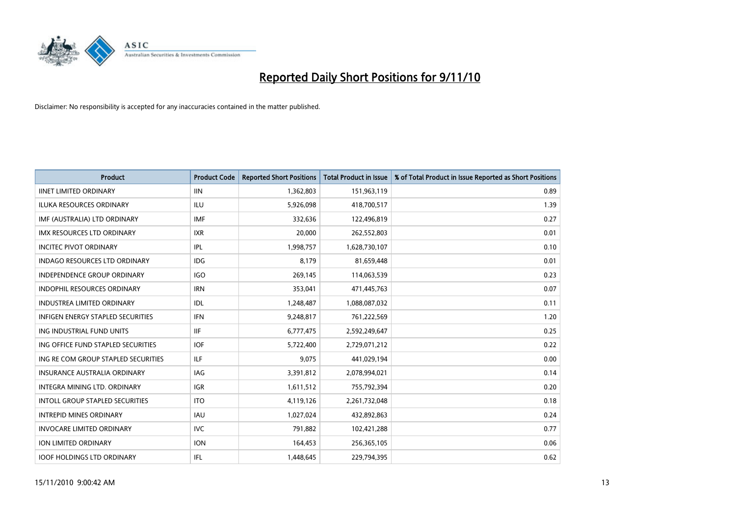# Reported Daily Short Positions for 9/11/10

Disclaimer: No responsibility is accepted for any inaccuracies contained in the matter published.

| Product | Product Code | Reported Short Positions | Total Product in Issue | % of Total Product in Issue Reported as Short Positions |
|---|---|---|---|---|
| IINET LIMITED ORDINARY | IIN | 1,362,803 | 151,963,119 | 0.89 |
| ILUKA RESOURCES ORDINARY | ILU | 5,926,098 | 418,700,517 | 1.39 |
| IMF (AUSTRALIA) LTD ORDINARY | IMF | 332,636 | 122,496,819 | 0.27 |
| IMX RESOURCES LTD ORDINARY | IXR | 20,000 | 262,552,803 | 0.01 |
| INCITEC PIVOT ORDINARY | IPL | 1,998,757 | 1,628,730,107 | 0.10 |
| INDAGO RESOURCES LTD ORDINARY | IDG | 8,179 | 81,659,448 | 0.01 |
| INDEPENDENCE GROUP ORDINARY | IGO | 269,145 | 114,063,539 | 0.23 |
| INDOPHIL RESOURCES ORDINARY | IRN | 353,041 | 471,445,763 | 0.07 |
| INDUSTREA LIMITED ORDINARY | IDL | 1,248,487 | 1,088,087,032 | 0.11 |
| INFIGEN ENERGY STAPLED SECURITIES | IFN | 9,248,817 | 761,222,569 | 1.20 |
| ING INDUSTRIAL FUND UNITS | IIF | 6,777,475 | 2,592,249,647 | 0.25 |
| ING OFFICE FUND STAPLED SECURITIES | IOF | 5,722,400 | 2,729,071,212 | 0.22 |
| ING RE COM GROUP STAPLED SECURITIES | ILF | 9,075 | 441,029,194 | 0.00 |
| INSURANCE AUSTRALIA ORDINARY | IAG | 3,391,812 | 2,078,994,021 | 0.14 |
| INTEGRA MINING LTD. ORDINARY | IGR | 1,611,512 | 755,792,394 | 0.20 |
| INTOLL GROUP STAPLED SECURITIES | ITO | 4,119,126 | 2,261,732,048 | 0.18 |
| INTREPID MINES ORDINARY | IAU | 1,027,024 | 432,892,863 | 0.24 |
| INVOCARE LIMITED ORDINARY | IVC | 791,882 | 102,421,288 | 0.77 |
| ION LIMITED ORDINARY | ION | 164,453 | 256,365,105 | 0.06 |
| IOOF HOLDINGS LTD ORDINARY | IFL | 1,448,645 | 229,794,395 | 0.62 |

15/11/2010 9:00:42 AM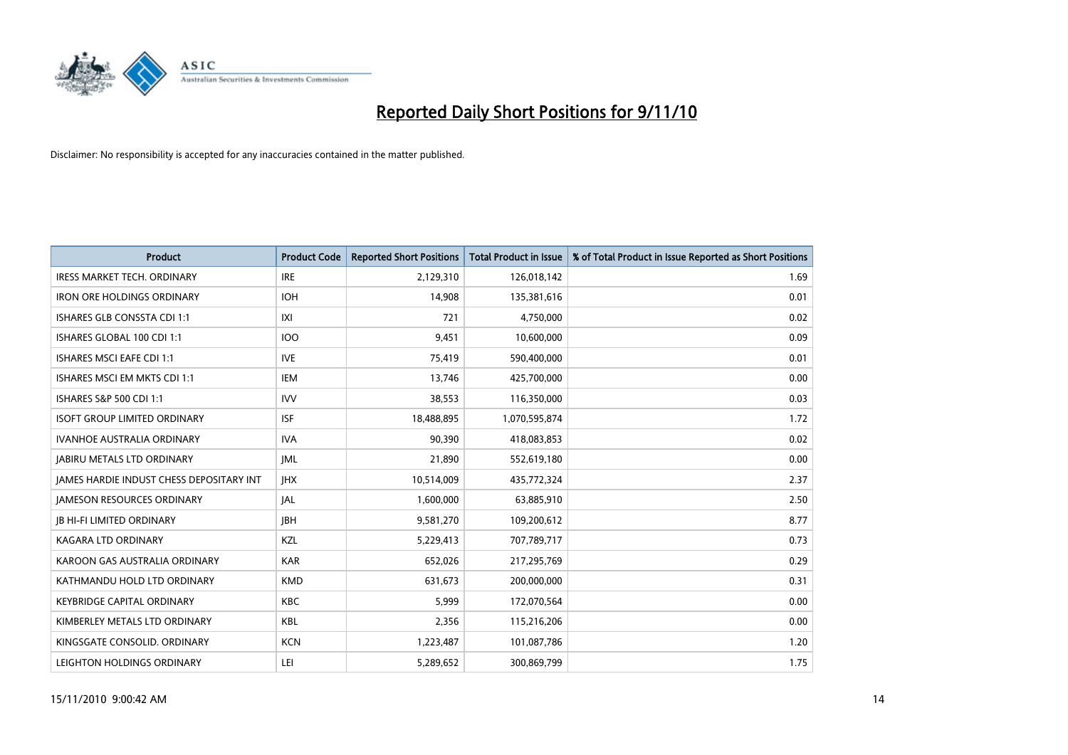# Reported Daily Short Positions for 9/11/10

Disclaimer: No responsibility is accepted for any inaccuracies contained in the matter published.

| Product | Product Code | Reported Short Positions | Total Product in Issue | % of Total Product in Issue Reported as Short Positions |
|---|---|---|---|---|
| IRESS MARKET TECH. ORDINARY | IRE | 2,129,310 | 126,018,142 | 1.69 |
| IRON ORE HOLDINGS ORDINARY | IOH | 14,908 | 135,381,616 | 0.01 |
| ISHARES GLB CONSSTA CDI 1:1 | IXI | 721 | 4,750,000 | 0.02 |
| ISHARES GLOBAL 100 CDI 1:1 | IOO | 9,451 | 10,600,000 | 0.09 |
| ISHARES MSCI EAFE CDI 1:1 | IVE | 75,419 | 590,400,000 | 0.01 |
| ISHARES MSCI EM MKTS CDI 1:1 | IEM | 13,746 | 425,700,000 | 0.00 |
| ISHARES S&P 500 CDI 1:1 | IVV | 38,553 | 116,350,000 | 0.03 |
| ISOFT GROUP LIMITED ORDINARY | ISF | 18,488,895 | 1,070,595,874 | 1.72 |
| IVANHOE AUSTRALIA ORDINARY | IVA | 90,390 | 418,083,853 | 0.02 |
| JABIRU METALS LTD ORDINARY | JML | 21,890 | 552,619,180 | 0.00 |
| JAMES HARDIE INDUST CHESS DEPOSITARY INT | JHX | 10,514,009 | 435,772,324 | 2.37 |
| JAMESON RESOURCES ORDINARY | JAL | 1,600,000 | 63,885,910 | 2.50 |
| JB HI-FI LIMITED ORDINARY | JBH | 9,581,270 | 109,200,612 | 8.77 |
| KAGARA LTD ORDINARY | KZL | 5,229,413 | 707,789,717 | 0.73 |
| KAROON GAS AUSTRALIA ORDINARY | KAR | 652,026 | 217,295,769 | 0.29 |
| KATHMANDU HOLD LTD ORDINARY | KMD | 631,673 | 200,000,000 | 0.31 |
| KEYBRIDGE CAPITAL ORDINARY | KBC | 5,999 | 172,070,564 | 0.00 |
| KIMBERLEY METALS LTD ORDINARY | KBL | 2,356 | 115,216,206 | 0.00 |
| KINGSGATE CONSOLID. ORDINARY | KCN | 1,223,487 | 101,087,786 | 1.20 |
| LEIGHTON HOLDINGS ORDINARY | LEI | 5,289,652 | 300,869,799 | 1.75 |

15/11/2010 9:00:42 AM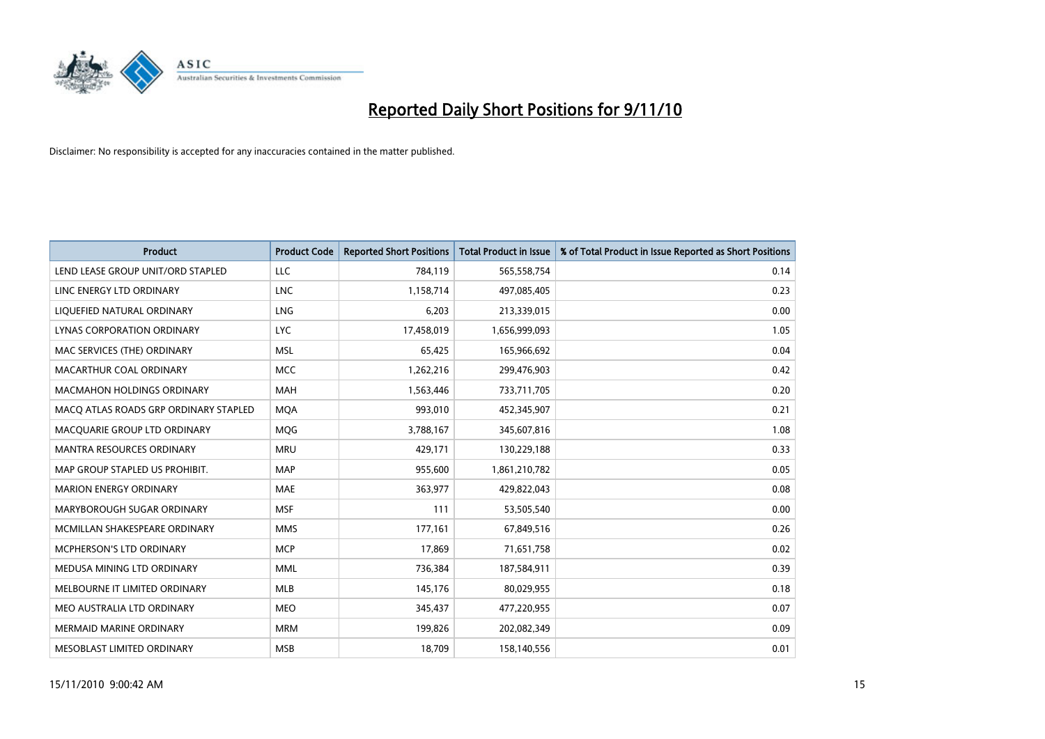# Reported Daily Short Positions for 9/11/10

Disclaimer: No responsibility is accepted for any inaccuracies contained in the matter published.

| Product | Product Code | Reported Short Positions | Total Product in Issue | % of Total Product in Issue Reported as Short Positions |
|---|---|---|---|---|
| LEND LEASE GROUP UNIT/ORD STAPLED | LLC | 784,119 | 565,558,754 | 0.14 |
| LINC ENERGY LTD ORDINARY | LNC | 1,158,714 | 497,085,405 | 0.23 |
| LIQUEFIED NATURAL ORDINARY | LNG | 6,203 | 213,339,015 | 0.00 |
| LYNAS CORPORATION ORDINARY | LYC | 17,458,019 | 1,656,999,093 | 1.05 |
| MAC SERVICES (THE) ORDINARY | MSL | 65,425 | 165,966,692 | 0.04 |
| MACARTHUR COAL ORDINARY | MCC | 1,262,216 | 299,476,903 | 0.42 |
| MACMAHON HOLDINGS ORDINARY | MAH | 1,563,446 | 733,711,705 | 0.20 |
| MACQ ATLAS ROADS GRP ORDINARY STAPLED | MQA | 993,010 | 452,345,907 | 0.21 |
| MACQUARIE GROUP LTD ORDINARY | MQG | 3,788,167 | 345,607,816 | 1.08 |
| MANTRA RESOURCES ORDINARY | MRU | 429,171 | 130,229,188 | 0.33 |
| MAP GROUP STAPLED US PROHIBIT. | MAP | 955,600 | 1,861,210,782 | 0.05 |
| MARION ENERGY ORDINARY | MAE | 363,977 | 429,822,043 | 0.08 |
| MARYBOROUGH SUGAR ORDINARY | MSF | 111 | 53,505,540 | 0.00 |
| MCMILLAN SHAKESPEARE ORDINARY | MMS | 177,161 | 67,849,516 | 0.26 |
| MCPHERSON'S LTD ORDINARY | MCP | 17,869 | 71,651,758 | 0.02 |
| MEDUSA MINING LTD ORDINARY | MML | 736,384 | 187,584,911 | 0.39 |
| MELBOURNE IT LIMITED ORDINARY | MLB | 145,176 | 80,029,955 | 0.18 |
| MEO AUSTRALIA LTD ORDINARY | MEO | 345,437 | 477,220,955 | 0.07 |
| MERMAID MARINE ORDINARY | MRM | 199,826 | 202,082,349 | 0.09 |
| MESOBLAST LIMITED ORDINARY | MSB | 18,709 | 158,140,556 | 0.01 |

15/11/2010 9:00:42 AM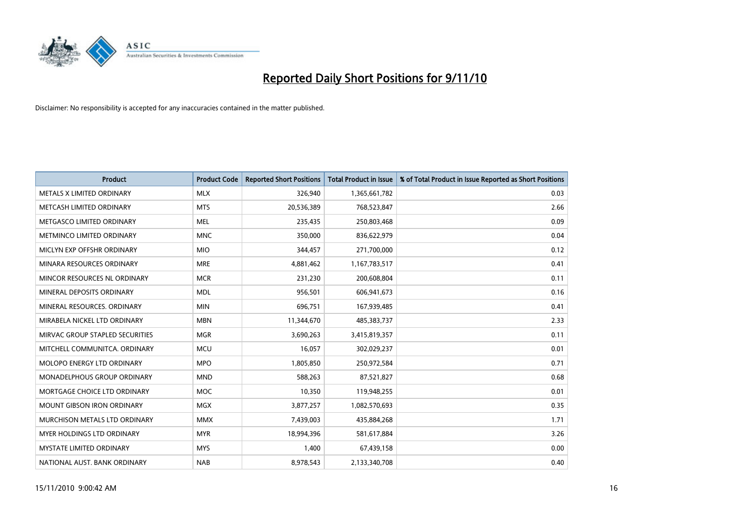# Reported Daily Short Positions for 9/11/10

Disclaimer: No responsibility is accepted for any inaccuracies contained in the matter published.

| Product | Product Code | Reported Short Positions | Total Product in Issue | % of Total Product in Issue Reported as Short Positions |
|---|---|---|---|---|
| METALS X LIMITED ORDINARY | MLX | 326,940 | 1,365,661,782 | 0.03 |
| METCASH LIMITED ORDINARY | MTS | 20,536,389 | 768,523,847 | 2.66 |
| METGASCO LIMITED ORDINARY | MEL | 235,435 | 250,803,468 | 0.09 |
| METMINCO LIMITED ORDINARY | MNC | 350,000 | 836,622,979 | 0.04 |
| MICLYN EXP OFFSHR ORDINARY | MIO | 344,457 | 271,700,000 | 0.12 |
| MINARA RESOURCES ORDINARY | MRE | 4,881,462 | 1,167,783,517 | 0.41 |
| MINCOR RESOURCES NL ORDINARY | MCR | 231,230 | 200,608,804 | 0.11 |
| MINERAL DEPOSITS ORDINARY | MDL | 956,501 | 606,941,673 | 0.16 |
| MINERAL RESOURCES. ORDINARY | MIN | 696,751 | 167,939,485 | 0.41 |
| MIRABELA NICKEL LTD ORDINARY | MBN | 11,344,670 | 485,383,737 | 2.33 |
| MIRVAC GROUP STAPLED SECURITIES | MGR | 3,690,263 | 3,415,819,357 | 0.11 |
| MITCHELL COMMUNITCA. ORDINARY | MCU | 16,057 | 302,029,237 | 0.01 |
| MOLOPO ENERGY LTD ORDINARY | MPO | 1,805,850 | 250,972,584 | 0.71 |
| MONADELPHOUS GROUP ORDINARY | MND | 588,263 | 87,521,827 | 0.68 |
| MORTGAGE CHOICE LTD ORDINARY | MOC | 10,350 | 119,948,255 | 0.01 |
| MOUNT GIBSON IRON ORDINARY | MGX | 3,877,257 | 1,082,570,693 | 0.35 |
| MURCHISON METALS LTD ORDINARY | MMX | 7,439,003 | 435,884,268 | 1.71 |
| MYER HOLDINGS LTD ORDINARY | MYR | 18,994,396 | 581,617,884 | 3.26 |
| MYSTATE LIMITED ORDINARY | MYS | 1,400 | 67,439,158 | 0.00 |
| NATIONAL AUST. BANK ORDINARY | NAB | 8,978,543 | 2,133,340,708 | 0.40 |

15/11/2010 9:00:42 AM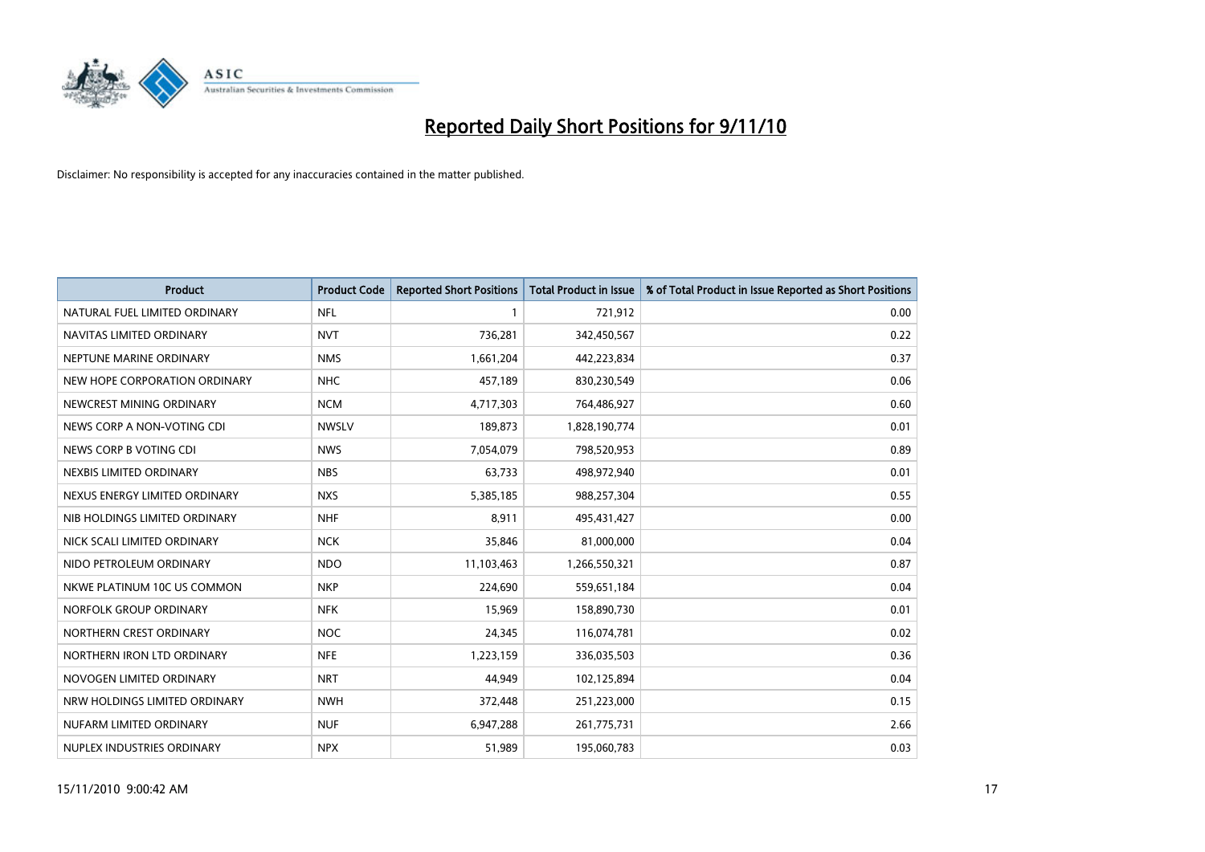# Reported Daily Short Positions for 9/11/10

Disclaimer: No responsibility is accepted for any inaccuracies contained in the matter published.

| Product | Product Code | Reported Short Positions | Total Product in Issue | % of Total Product in Issue Reported as Short Positions |
|---|---|---|---|---|
| NATURAL FUEL LIMITED ORDINARY | NFL | 1 | 721,912 | 0.00 |
| NAVITAS LIMITED ORDINARY | NVT | 736,281 | 342,450,567 | 0.22 |
| NEPTUNE MARINE ORDINARY | NMS | 1,661,204 | 442,223,834 | 0.37 |
| NEW HOPE CORPORATION ORDINARY | NHC | 457,189 | 830,230,549 | 0.06 |
| NEWCREST MINING ORDINARY | NCM | 4,717,303 | 764,486,927 | 0.60 |
| NEWS CORP A NON-VOTING CDI | NWSLV | 189,873 | 1,828,190,774 | 0.01 |
| NEWS CORP B VOTING CDI | NWS | 7,054,079 | 798,520,953 | 0.89 |
| NEXBIS LIMITED ORDINARY | NBS | 63,733 | 498,972,940 | 0.01 |
| NEXUS ENERGY LIMITED ORDINARY | NXS | 5,385,185 | 988,257,304 | 0.55 |
| NIB HOLDINGS LIMITED ORDINARY | NHF | 8,911 | 495,431,427 | 0.00 |
| NICK SCALI LIMITED ORDINARY | NCK | 35,846 | 81,000,000 | 0.04 |
| NIDO PETROLEUM ORDINARY | NDO | 11,103,463 | 1,266,550,321 | 0.87 |
| NKWE PLATINUM 10C US COMMON | NKP | 224,690 | 559,651,184 | 0.04 |
| NORFOLK GROUP ORDINARY | NFK | 15,969 | 158,890,730 | 0.01 |
| NORTHERN CREST ORDINARY | NOC | 24,345 | 116,074,781 | 0.02 |
| NORTHERN IRON LTD ORDINARY | NFE | 1,223,159 | 336,035,503 | 0.36 |
| NOVOGEN LIMITED ORDINARY | NRT | 44,949 | 102,125,894 | 0.04 |
| NRW HOLDINGS LIMITED ORDINARY | NWH | 372,448 | 251,223,000 | 0.15 |
| NUFARM LIMITED ORDINARY | NUF | 6,947,288 | 261,775,731 | 2.66 |
| NUPLEX INDUSTRIES ORDINARY | NPX | 51,989 | 195,060,783 | 0.03 |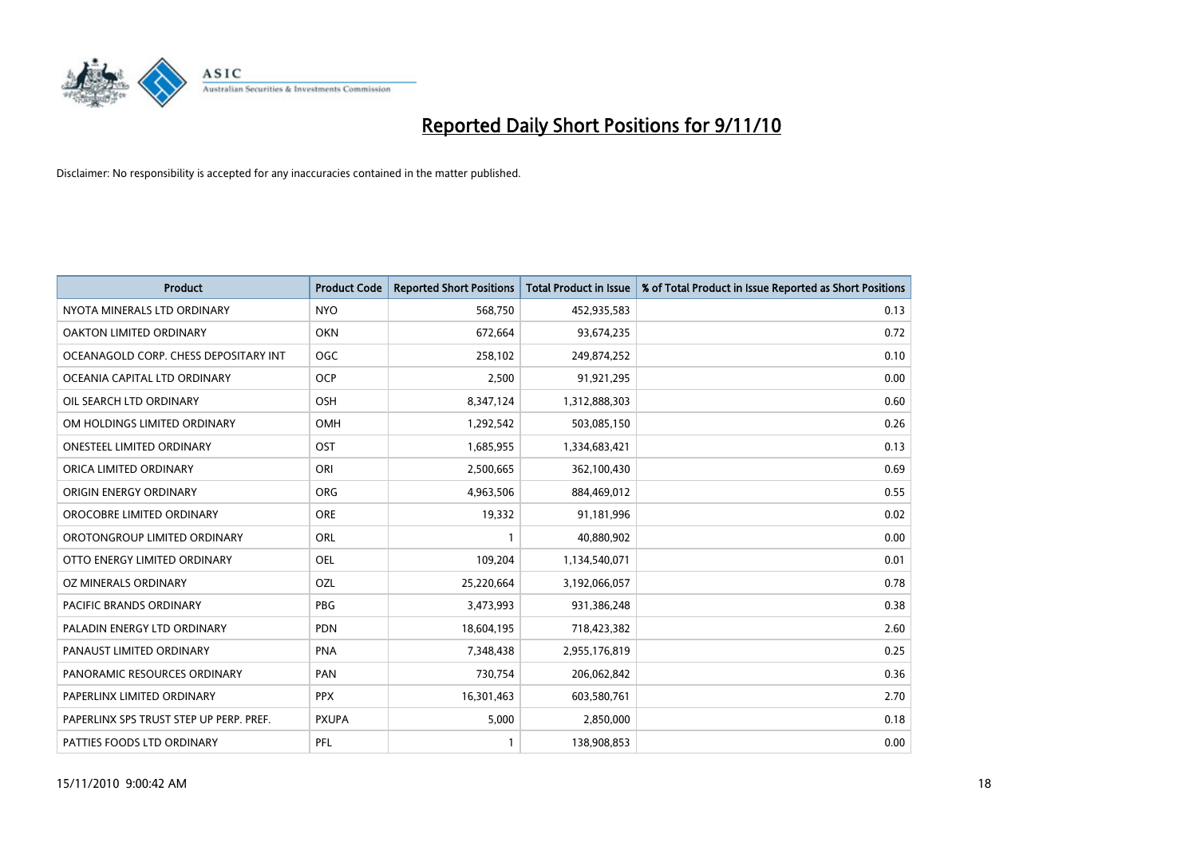# Reported Daily Short Positions for 9/11/10

Disclaimer: No responsibility is accepted for any inaccuracies contained in the matter published.

| Product | Product Code | Reported Short Positions | Total Product in Issue | % of Total Product in Issue Reported as Short Positions |
|---|---|---|---|---|
| NYOTA MINERALS LTD ORDINARY | NYO | 568,750 | 452,935,583 | 0.13 |
| OAKTON LIMITED ORDINARY | OKN | 672,664 | 93,674,235 | 0.72 |
| OCEANAGOLD CORP. CHESS DEPOSITARY INT | OGC | 258,102 | 249,874,252 | 0.10 |
| OCEANIA CAPITAL LTD ORDINARY | OCP | 2,500 | 91,921,295 | 0.00 |
| OIL SEARCH LTD ORDINARY | OSH | 8,347,124 | 1,312,888,303 | 0.60 |
| OM HOLDINGS LIMITED ORDINARY | OMH | 1,292,542 | 503,085,150 | 0.26 |
| ONESTEEL LIMITED ORDINARY | OST | 1,685,955 | 1,334,683,421 | 0.13 |
| ORICA LIMITED ORDINARY | ORI | 2,500,665 | 362,100,430 | 0.69 |
| ORIGIN ENERGY ORDINARY | ORG | 4,963,506 | 884,469,012 | 0.55 |
| OROCOBRE LIMITED ORDINARY | ORE | 19,332 | 91,181,996 | 0.02 |
| OROTONGROUP LIMITED ORDINARY | ORL | 1 | 40,880,902 | 0.00 |
| OTTO ENERGY LIMITED ORDINARY | OEL | 109,204 | 1,134,540,071 | 0.01 |
| OZ MINERALS ORDINARY | OZL | 25,220,664 | 3,192,066,057 | 0.78 |
| PACIFIC BRANDS ORDINARY | PBG | 3,473,993 | 931,386,248 | 0.38 |
| PALADIN ENERGY LTD ORDINARY | PDN | 18,604,195 | 718,423,382 | 2.60 |
| PANAUST LIMITED ORDINARY | PNA | 7,348,438 | 2,955,176,819 | 0.25 |
| PANORAMIC RESOURCES ORDINARY | PAN | 730,754 | 206,062,842 | 0.36 |
| PAPERLINX LIMITED ORDINARY | PPX | 16,301,463 | 603,580,761 | 2.70 |
| PAPERLINX SPS TRUST STEP UP PERP. PREF. | PXUPA | 5,000 | 2,850,000 | 0.18 |
| PATTIES FOODS LTD ORDINARY | PFL | 1 | 138,908,853 | 0.00 |

15/11/2010 9:00:42 AM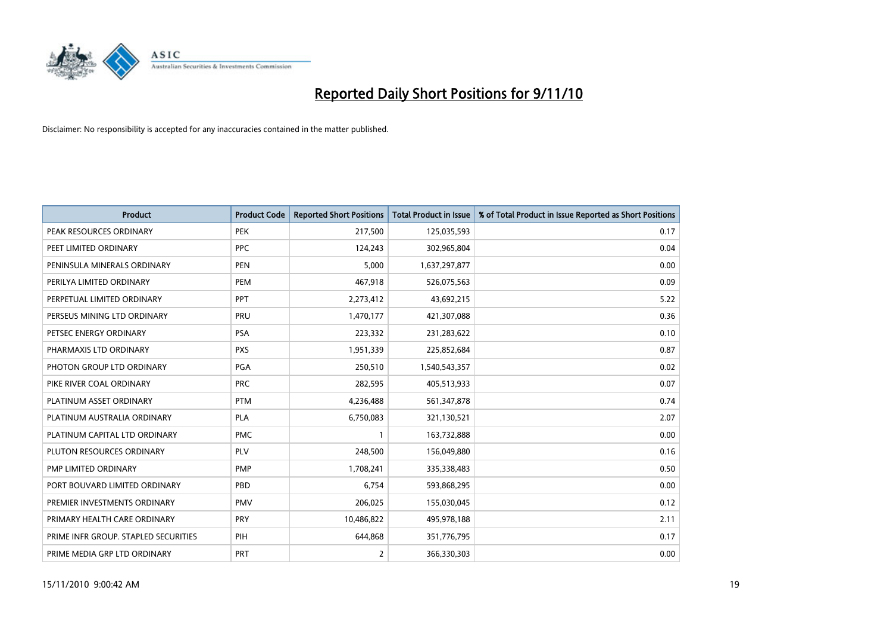# Reported Daily Short Positions for 9/11/10

Disclaimer: No responsibility is accepted for any inaccuracies contained in the matter published.

| Product | Product Code | Reported Short Positions | Total Product in Issue | % of Total Product in Issue Reported as Short Positions |
|---|---|---|---|---|
| PEAK RESOURCES ORDINARY | PEK | 217,500 | 125,035,593 | 0.17 |
| PEET LIMITED ORDINARY | PPC | 124,243 | 302,965,804 | 0.04 |
| PENINSULA MINERALS ORDINARY | PEN | 5,000 | 1,637,297,877 | 0.00 |
| PERILYA LIMITED ORDINARY | PEM | 467,918 | 526,075,563 | 0.09 |
| PERPETUAL LIMITED ORDINARY | PPT | 2,273,412 | 43,692,215 | 5.22 |
| PERSEUS MINING LTD ORDINARY | PRU | 1,470,177 | 421,307,088 | 0.36 |
| PETSEC ENERGY ORDINARY | PSA | 223,332 | 231,283,622 | 0.10 |
| PHARMAXIS LTD ORDINARY | PXS | 1,951,339 | 225,852,684 | 0.87 |
| PHOTON GROUP LTD ORDINARY | PGA | 250,510 | 1,540,543,357 | 0.02 |
| PIKE RIVER COAL ORDINARY | PRC | 282,595 | 405,513,933 | 0.07 |
| PLATINUM ASSET ORDINARY | PTM | 4,236,488 | 561,347,878 | 0.74 |
| PLATINUM AUSTRALIA ORDINARY | PLA | 6,750,083 | 321,130,521 | 2.07 |
| PLATINUM CAPITAL LTD ORDINARY | PMC | 1 | 163,732,888 | 0.00 |
| PLUTON RESOURCES ORDINARY | PLV | 248,500 | 156,049,880 | 0.16 |
| PMP LIMITED ORDINARY | PMP | 1,708,241 | 335,338,483 | 0.50 |
| PORT BOUVARD LIMITED ORDINARY | PBD | 6,754 | 593,868,295 | 0.00 |
| PREMIER INVESTMENTS ORDINARY | PMV | 206,025 | 155,030,045 | 0.12 |
| PRIMARY HEALTH CARE ORDINARY | PRY | 10,486,822 | 495,978,188 | 2.11 |
| PRIME INFR GROUP. STAPLED SECURITIES | PIH | 644,868 | 351,776,795 | 0.17 |
| PRIME MEDIA GRP LTD ORDINARY | PRT | 2 | 366,330,303 | 0.00 |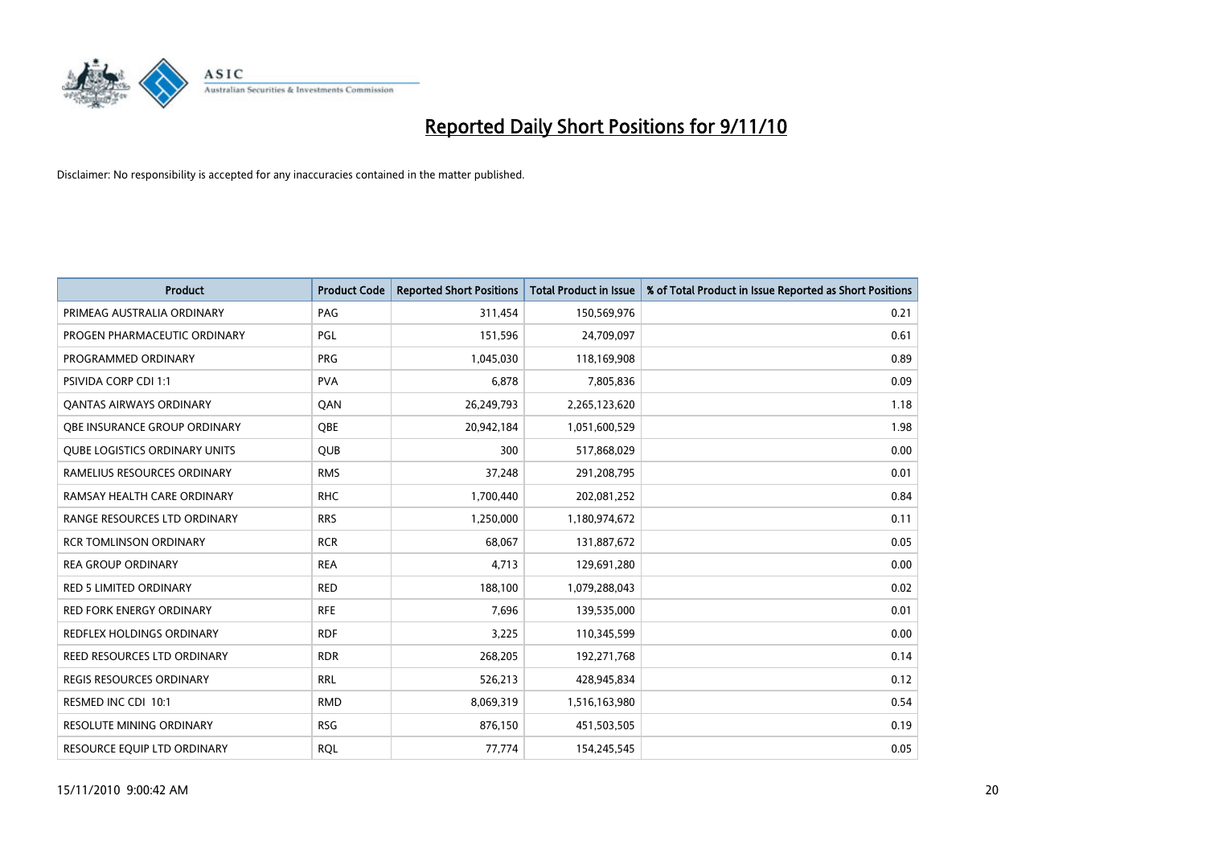# Reported Daily Short Positions for 9/11/10

Disclaimer: No responsibility is accepted for any inaccuracies contained in the matter published.

| Product | Product Code | Reported Short Positions | Total Product in Issue | % of Total Product in Issue Reported as Short Positions |
|---|---|---|---|---|
| PRIMEAG AUSTRALIA ORDINARY | PAG | 311,454 | 150,569,976 | 0.21 |
| PROGEN PHARMACEUTIC ORDINARY | PGL | 151,596 | 24,709,097 | 0.61 |
| PROGRAMMED ORDINARY | PRG | 1,045,030 | 118,169,908 | 0.89 |
| PSIVIDA CORP CDI 1:1 | PVA | 6,878 | 7,805,836 | 0.09 |
| QANTAS AIRWAYS ORDINARY | QAN | 26,249,793 | 2,265,123,620 | 1.18 |
| QBE INSURANCE GROUP ORDINARY | QBE | 20,942,184 | 1,051,600,529 | 1.98 |
| QUBE LOGISTICS ORDINARY UNITS | QUB | 300 | 517,868,029 | 0.00 |
| RAMELIUS RESOURCES ORDINARY | RMS | 37,248 | 291,208,795 | 0.01 |
| RAMSAY HEALTH CARE ORDINARY | RHC | 1,700,440 | 202,081,252 | 0.84 |
| RANGE RESOURCES LTD ORDINARY | RRS | 1,250,000 | 1,180,974,672 | 0.11 |
| RCR TOMLINSON ORDINARY | RCR | 68,067 | 131,887,672 | 0.05 |
| REA GROUP ORDINARY | REA | 4,713 | 129,691,280 | 0.00 |
| RED 5 LIMITED ORDINARY | RED | 188,100 | 1,079,288,043 | 0.02 |
| RED FORK ENERGY ORDINARY | RFE | 7,696 | 139,535,000 | 0.01 |
| REDFLEX HOLDINGS ORDINARY | RDF | 3,225 | 110,345,599 | 0.00 |
| REED RESOURCES LTD ORDINARY | RDR | 268,205 | 192,271,768 | 0.14 |
| REGIS RESOURCES ORDINARY | RRL | 526,213 | 428,945,834 | 0.12 |
| RESMED INC CDI 10:1 | RMD | 8,069,319 | 1,516,163,980 | 0.54 |
| RESOLUTE MINING ORDINARY | RSG | 876,150 | 451,503,505 | 0.19 |
| RESOURCE EQUIP LTD ORDINARY | RQL | 77,774 | 154,245,545 | 0.05 |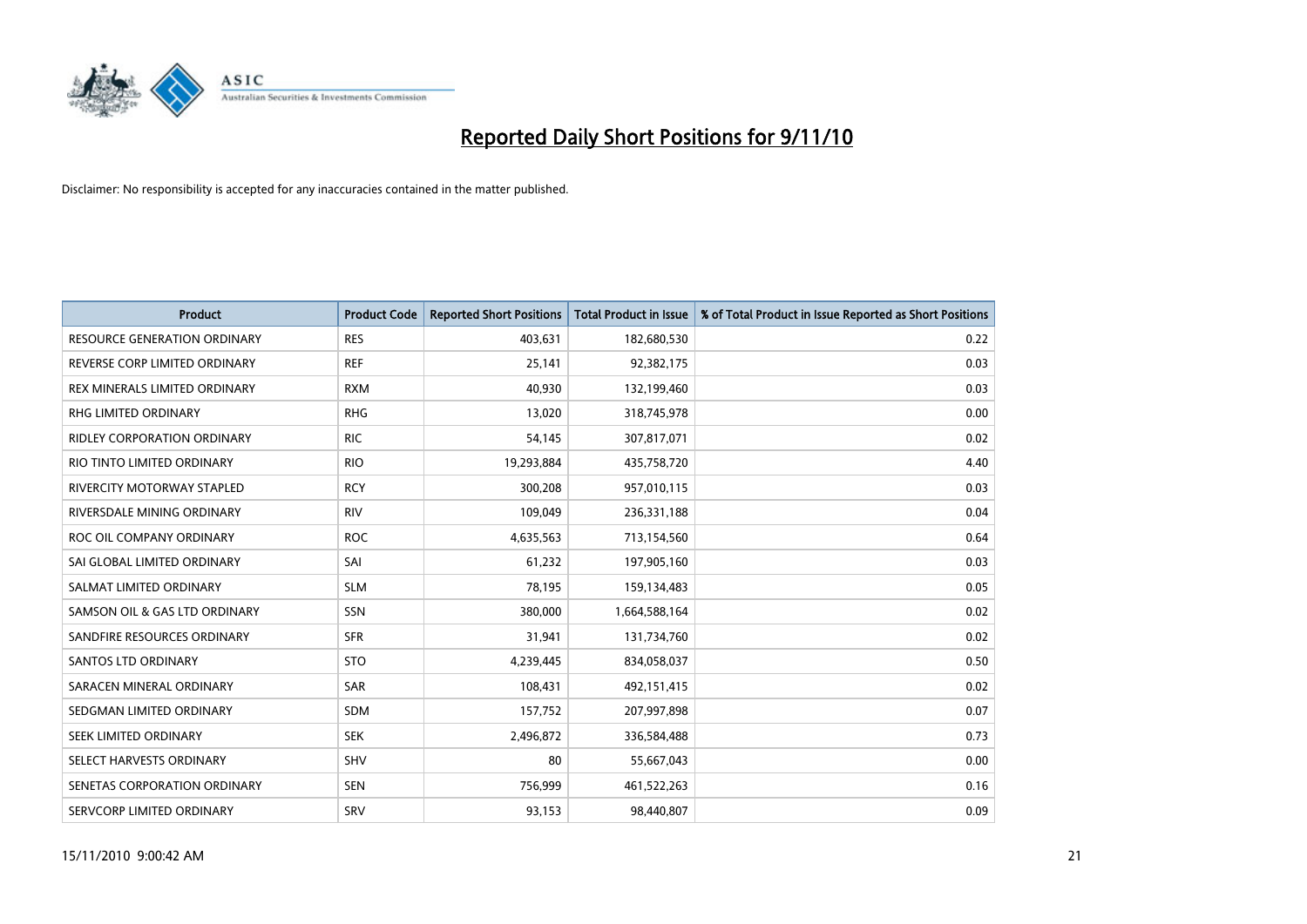# Reported Daily Short Positions for 9/11/10

Disclaimer: No responsibility is accepted for any inaccuracies contained in the matter published.

| Product | Product Code | Reported Short Positions | Total Product in Issue | % of Total Product in Issue Reported as Short Positions |
|---|---|---|---|---|
| RESOURCE GENERATION ORDINARY | RES | 403,631 | 182,680,530 | 0.22 |
| REVERSE CORP LIMITED ORDINARY | REF | 25,141 | 92,382,175 | 0.03 |
| REX MINERALS LIMITED ORDINARY | RXM | 40,930 | 132,199,460 | 0.03 |
| RHG LIMITED ORDINARY | RHG | 13,020 | 318,745,978 | 0.00 |
| RIDLEY CORPORATION ORDINARY | RIC | 54,145 | 307,817,071 | 0.02 |
| RIO TINTO LIMITED ORDINARY | RIO | 19,293,884 | 435,758,720 | 4.40 |
| RIVERCITY MOTORWAY STAPLED | RCY | 300,208 | 957,010,115 | 0.03 |
| RIVERSDALE MINING ORDINARY | RIV | 109,049 | 236,331,188 | 0.04 |
| ROC OIL COMPANY ORDINARY | ROC | 4,635,563 | 713,154,560 | 0.64 |
| SAI GLOBAL LIMITED ORDINARY | SAI | 61,232 | 197,905,160 | 0.03 |
| SALMAT LIMITED ORDINARY | SLM | 78,195 | 159,134,483 | 0.05 |
| SAMSON OIL & GAS LTD ORDINARY | SSN | 380,000 | 1,664,588,164 | 0.02 |
| SANDFIRE RESOURCES ORDINARY | SFR | 31,941 | 131,734,760 | 0.02 |
| SANTOS LTD ORDINARY | STO | 4,239,445 | 834,058,037 | 0.50 |
| SARACEN MINERAL ORDINARY | SAR | 108,431 | 492,151,415 | 0.02 |
| SEDGMAN LIMITED ORDINARY | SDM | 157,752 | 207,997,898 | 0.07 |
| SEEK LIMITED ORDINARY | SEK | 2,496,872 | 336,584,488 | 0.73 |
| SELECT HARVESTS ORDINARY | SHV | 80 | 55,667,043 | 0.00 |
| SENETAS CORPORATION ORDINARY | SEN | 756,999 | 461,522,263 | 0.16 |
| SERVCORP LIMITED ORDINARY | SRV | 93,153 | 98,440,807 | 0.09 |

15/11/2010 9:00:42 AM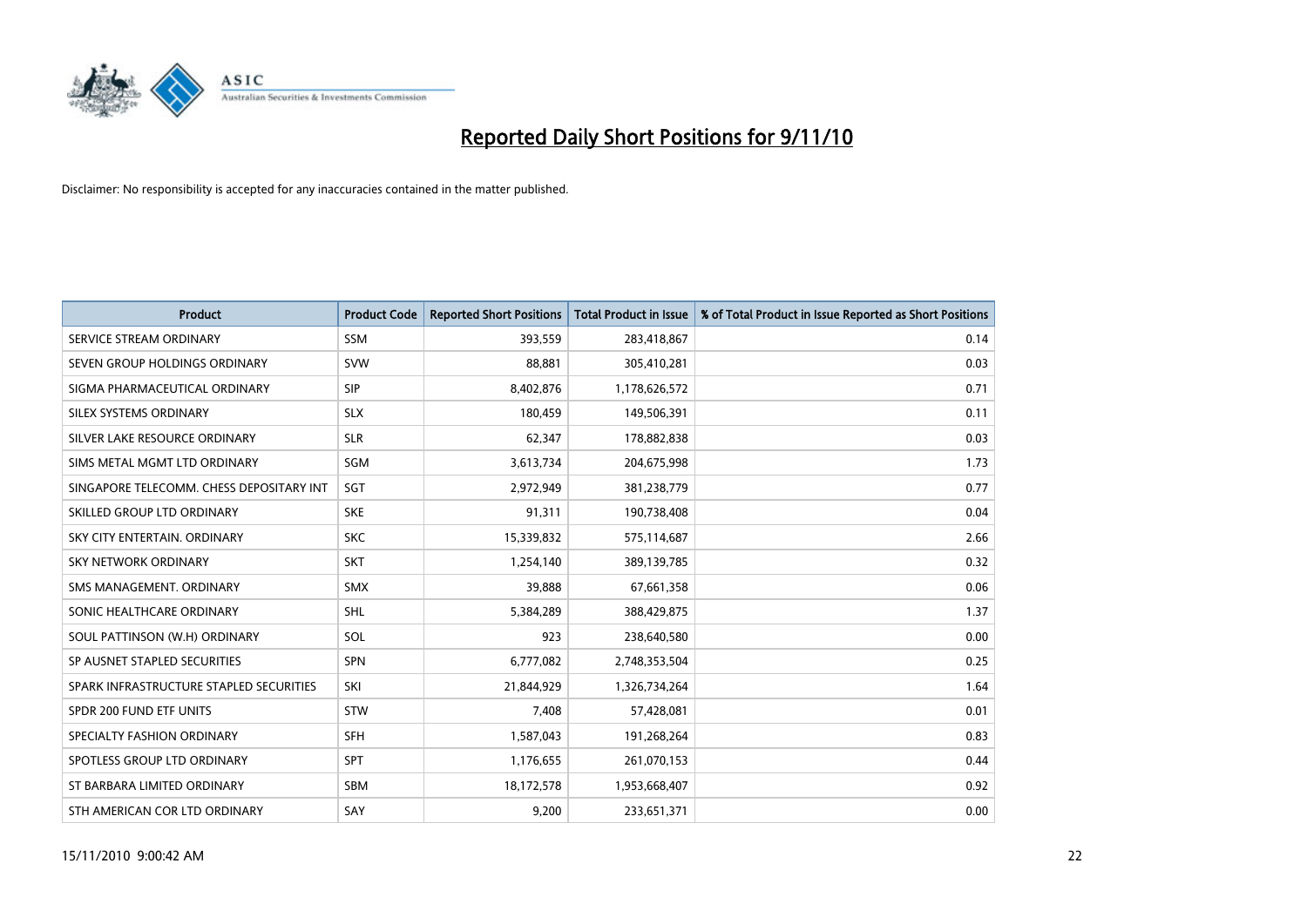# Reported Daily Short Positions for 9/11/10

Disclaimer: No responsibility is accepted for any inaccuracies contained in the matter published.

| Product | Product Code | Reported Short Positions | Total Product in Issue | % of Total Product in Issue Reported as Short Positions |
|---|---|---|---|---|
| SERVICE STREAM ORDINARY | SSM | 393,559 | 283,418,867 | 0.14 |
| SEVEN GROUP HOLDINGS ORDINARY | SVW | 88,881 | 305,410,281 | 0.03 |
| SIGMA PHARMACEUTICAL ORDINARY | SIP | 8,402,876 | 1,178,626,572 | 0.71 |
| SILEX SYSTEMS ORDINARY | SLX | 180,459 | 149,506,391 | 0.11 |
| SILVER LAKE RESOURCE ORDINARY | SLR | 62,347 | 178,882,838 | 0.03 |
| SIMS METAL MGMT LTD ORDINARY | SGM | 3,613,734 | 204,675,998 | 1.73 |
| SINGAPORE TELECOMM. CHESS DEPOSITARY INT | SGT | 2,972,949 | 381,238,779 | 0.77 |
| SKILLED GROUP LTD ORDINARY | SKE | 91,311 | 190,738,408 | 0.04 |
| SKY CITY ENTERTAIN. ORDINARY | SKC | 15,339,832 | 575,114,687 | 2.66 |
| SKY NETWORK ORDINARY | SKT | 1,254,140 | 389,139,785 | 0.32 |
| SMS MANAGEMENT. ORDINARY | SMX | 39,888 | 67,661,358 | 0.06 |
| SONIC HEALTHCARE ORDINARY | SHL | 5,384,289 | 388,429,875 | 1.37 |
| SOUL PATTINSON (W.H) ORDINARY | SOL | 923 | 238,640,580 | 0.00 |
| SP AUSNET STAPLED SECURITIES | SPN | 6,777,082 | 2,748,353,504 | 0.25 |
| SPARK INFRASTRUCTURE STAPLED SECURITIES | SKI | 21,844,929 | 1,326,734,264 | 1.64 |
| SPDR 200 FUND ETF UNITS | STW | 7,408 | 57,428,081 | 0.01 |
| SPECIALTY FASHION ORDINARY | SFH | 1,587,043 | 191,268,264 | 0.83 |
| SPOTLESS GROUP LTD ORDINARY | SPT | 1,176,655 | 261,070,153 | 0.44 |
| ST BARBARA LIMITED ORDINARY | SBM | 18,172,578 | 1,953,668,407 | 0.92 |
| STH AMERICAN COR LTD ORDINARY | SAY | 9,200 | 233,651,371 | 0.00 |

15/11/2010 9:00:42 AM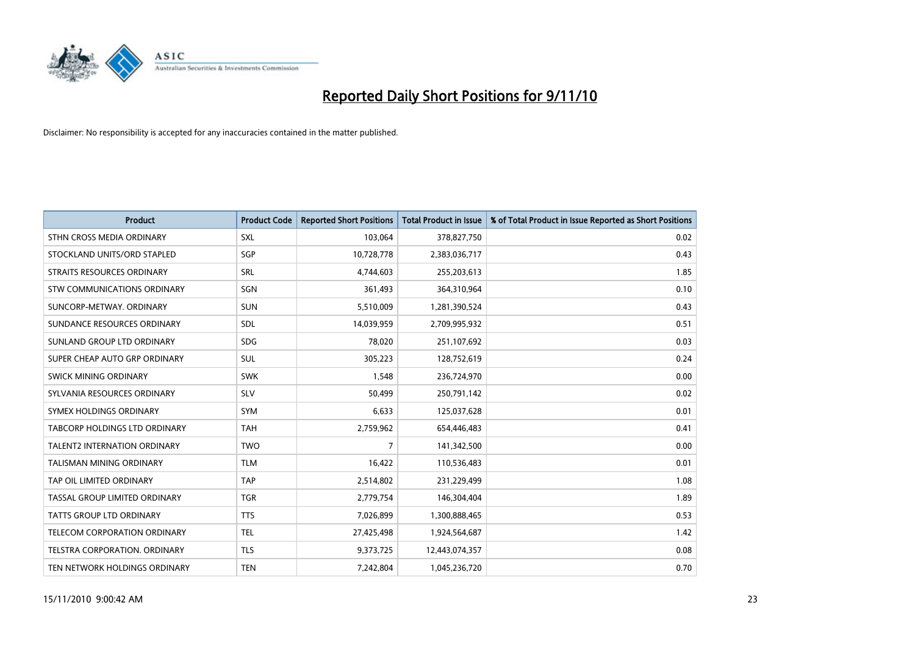# Reported Daily Short Positions for 9/11/10

Disclaimer: No responsibility is accepted for any inaccuracies contained in the matter published.

| Product | Product Code | Reported Short Positions | Total Product in Issue | % of Total Product in Issue Reported as Short Positions |
|---|---|---|---|---|
| STHN CROSS MEDIA ORDINARY | SXL | 103,064 | 378,827,750 | 0.02 |
| STOCKLAND UNITS/ORD STAPLED | SGP | 10,728,778 | 2,383,036,717 | 0.43 |
| STRAITS RESOURCES ORDINARY | SRL | 4,744,603 | 255,203,613 | 1.85 |
| STW COMMUNICATIONS ORDINARY | SGN | 361,493 | 364,310,964 | 0.10 |
| SUNCORP-METWAY. ORDINARY | SUN | 5,510,009 | 1,281,390,524 | 0.43 |
| SUNDANCE RESOURCES ORDINARY | SDL | 14,039,959 | 2,709,995,932 | 0.51 |
| SUNLAND GROUP LTD ORDINARY | SDG | 78,020 | 251,107,692 | 0.03 |
| SUPER CHEAP AUTO GRP ORDINARY | SUL | 305,223 | 128,752,619 | 0.24 |
| SWICK MINING ORDINARY | SWK | 1,548 | 236,724,970 | 0.00 |
| SYLVANIA RESOURCES ORDINARY | SLV | 50,499 | 250,791,142 | 0.02 |
| SYMEX HOLDINGS ORDINARY | SYM | 6,633 | 125,037,628 | 0.01 |
| TABCORP HOLDINGS LTD ORDINARY | TAH | 2,759,962 | 654,446,483 | 0.41 |
| TALENT2 INTERNATION ORDINARY | TWO | 7 | 141,342,500 | 0.00 |
| TALISMAN MINING ORDINARY | TLM | 16,422 | 110,536,483 | 0.01 |
| TAP OIL LIMITED ORDINARY | TAP | 2,514,802 | 231,229,499 | 1.08 |
| TASSAL GROUP LIMITED ORDINARY | TGR | 2,779,754 | 146,304,404 | 1.89 |
| TATTS GROUP LTD ORDINARY | TTS | 7,026,899 | 1,300,888,465 | 0.53 |
| TELECOM CORPORATION ORDINARY | TEL | 27,425,498 | 1,924,564,687 | 1.42 |
| TELSTRA CORPORATION. ORDINARY | TLS | 9,373,725 | 12,443,074,357 | 0.08 |
| TEN NETWORK HOLDINGS ORDINARY | TEN | 7,242,804 | 1,045,236,720 | 0.70 |

15/11/2010 9:00:42 AM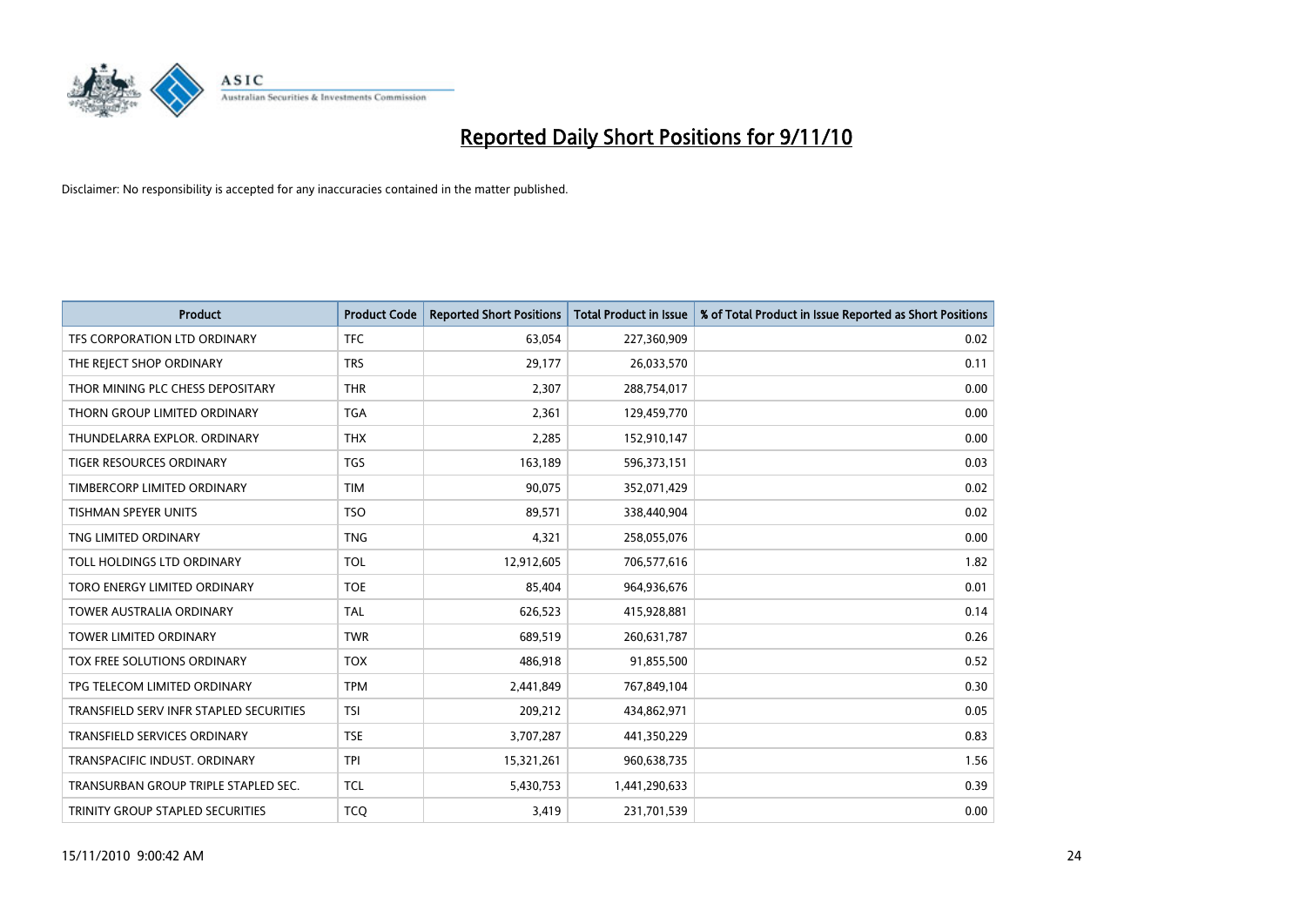# Reported Daily Short Positions for 9/11/10

Disclaimer: No responsibility is accepted for any inaccuracies contained in the matter published.

| Product | Product Code | Reported Short Positions | Total Product in Issue | % of Total Product in Issue Reported as Short Positions |
|---|---|---|---|---|
| TFS CORPORATION LTD ORDINARY | TFC | 63,054 | 227,360,909 | 0.02 |
| THE REJECT SHOP ORDINARY | TRS | 29,177 | 26,033,570 | 0.11 |
| THOR MINING PLC CHESS DEPOSITARY | THR | 2,307 | 288,754,017 | 0.00 |
| THORN GROUP LIMITED ORDINARY | TGA | 2,361 | 129,459,770 | 0.00 |
| THUNDELARRA EXPLOR. ORDINARY | THX | 2,285 | 152,910,147 | 0.00 |
| TIGER RESOURCES ORDINARY | TGS | 163,189 | 596,373,151 | 0.03 |
| TIMBERCORP LIMITED ORDINARY | TIM | 90,075 | 352,071,429 | 0.02 |
| TISHMAN SPEYER UNITS | TSO | 89,571 | 338,440,904 | 0.02 |
| TNG LIMITED ORDINARY | TNG | 4,321 | 258,055,076 | 0.00 |
| TOLL HOLDINGS LTD ORDINARY | TOL | 12,912,605 | 706,577,616 | 1.82 |
| TORO ENERGY LIMITED ORDINARY | TOE | 85,404 | 964,936,676 | 0.01 |
| TOWER AUSTRALIA ORDINARY | TAL | 626,523 | 415,928,881 | 0.14 |
| TOWER LIMITED ORDINARY | TWR | 689,519 | 260,631,787 | 0.26 |
| TOX FREE SOLUTIONS ORDINARY | TOX | 486,918 | 91,855,500 | 0.52 |
| TPG TELECOM LIMITED ORDINARY | TPM | 2,441,849 | 767,849,104 | 0.30 |
| TRANSFIELD SERV INFR STAPLED SECURITIES | TSI | 209,212 | 434,862,971 | 0.05 |
| TRANSFIELD SERVICES ORDINARY | TSE | 3,707,287 | 441,350,229 | 0.83 |
| TRANSPACIFIC INDUST. ORDINARY | TPI | 15,321,261 | 960,638,735 | 1.56 |
| TRANSURBAN GROUP TRIPLE STAPLED SEC. | TCL | 5,430,753 | 1,441,290,633 | 0.39 |
| TRINITY GROUP STAPLED SECURITIES | TCQ | 3,419 | 231,701,539 | 0.00 |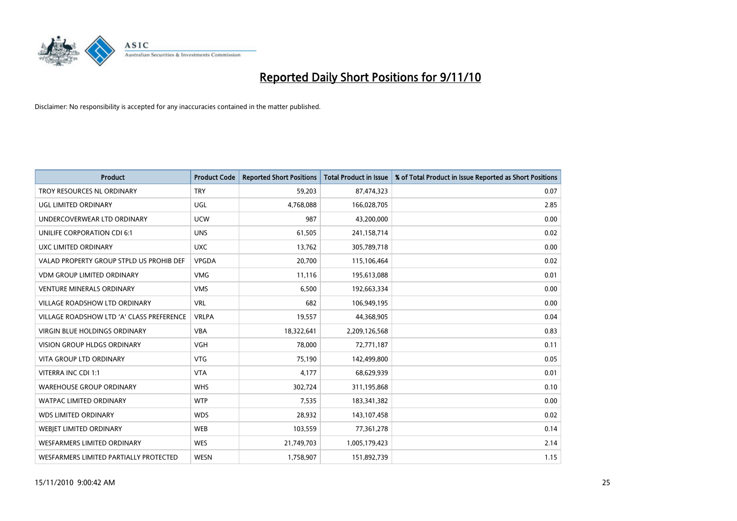# Reported Daily Short Positions for 9/11/10

Disclaimer: No responsibility is accepted for any inaccuracies contained in the matter published.

| Product | Product Code | Reported Short Positions | Total Product in Issue | % of Total Product in Issue Reported as Short Positions |
|---|---|---|---|---|
| TROY RESOURCES NL ORDINARY | TRY | 59,203 | 87,474,323 | 0.07 |
| UGL LIMITED ORDINARY | UGL | 4,768,088 | 166,028,705 | 2.85 |
| UNDERCOVERWEAR LTD ORDINARY | UCW | 987 | 43,200,000 | 0.00 |
| UNILIFE CORPORATION CDI 6:1 | UNS | 61,505 | 241,158,714 | 0.02 |
| UXC LIMITED ORDINARY | UXC | 13,762 | 305,789,718 | 0.00 |
| VALAD PROPERTY GROUP STPLD US PROHIB DEF | VPGDA | 20,700 | 115,106,464 | 0.02 |
| VDM GROUP LIMITED ORDINARY | VMG | 11,116 | 195,613,088 | 0.01 |
| VENTURE MINERALS ORDINARY | VMS | 6,500 | 192,663,334 | 0.00 |
| VILLAGE ROADSHOW LTD ORDINARY | VRL | 682 | 106,949,195 | 0.00 |
| VILLAGE ROADSHOW LTD 'A' CLASS PREFERENCE | VRLPA | 19,557 | 44,368,905 | 0.04 |
| VIRGIN BLUE HOLDINGS ORDINARY | VBA | 18,322,641 | 2,209,126,568 | 0.83 |
| VISION GROUP HLDGS ORDINARY | VGH | 78,000 | 72,771,187 | 0.11 |
| VITA GROUP LTD ORDINARY | VTG | 75,190 | 142,499,800 | 0.05 |
| VITERRA INC CDI 1:1 | VTA | 4,177 | 68,629,939 | 0.01 |
| WAREHOUSE GROUP ORDINARY | WHS | 302,724 | 311,195,868 | 0.10 |
| WATPAC LIMITED ORDINARY | WTP | 7,535 | 183,341,382 | 0.00 |
| WDS LIMITED ORDINARY | WDS | 28,932 | 143,107,458 | 0.02 |
| WEBJET LIMITED ORDINARY | WEB | 103,559 | 77,361,278 | 0.14 |
| WESFARMERS LIMITED ORDINARY | WES | 21,749,703 | 1,005,179,423 | 2.14 |
| WESFARMERS LIMITED PARTIALLY PROTECTED | WESN | 1,758,907 | 151,892,739 | 1.15 |

15/11/2010 9:00:42 AM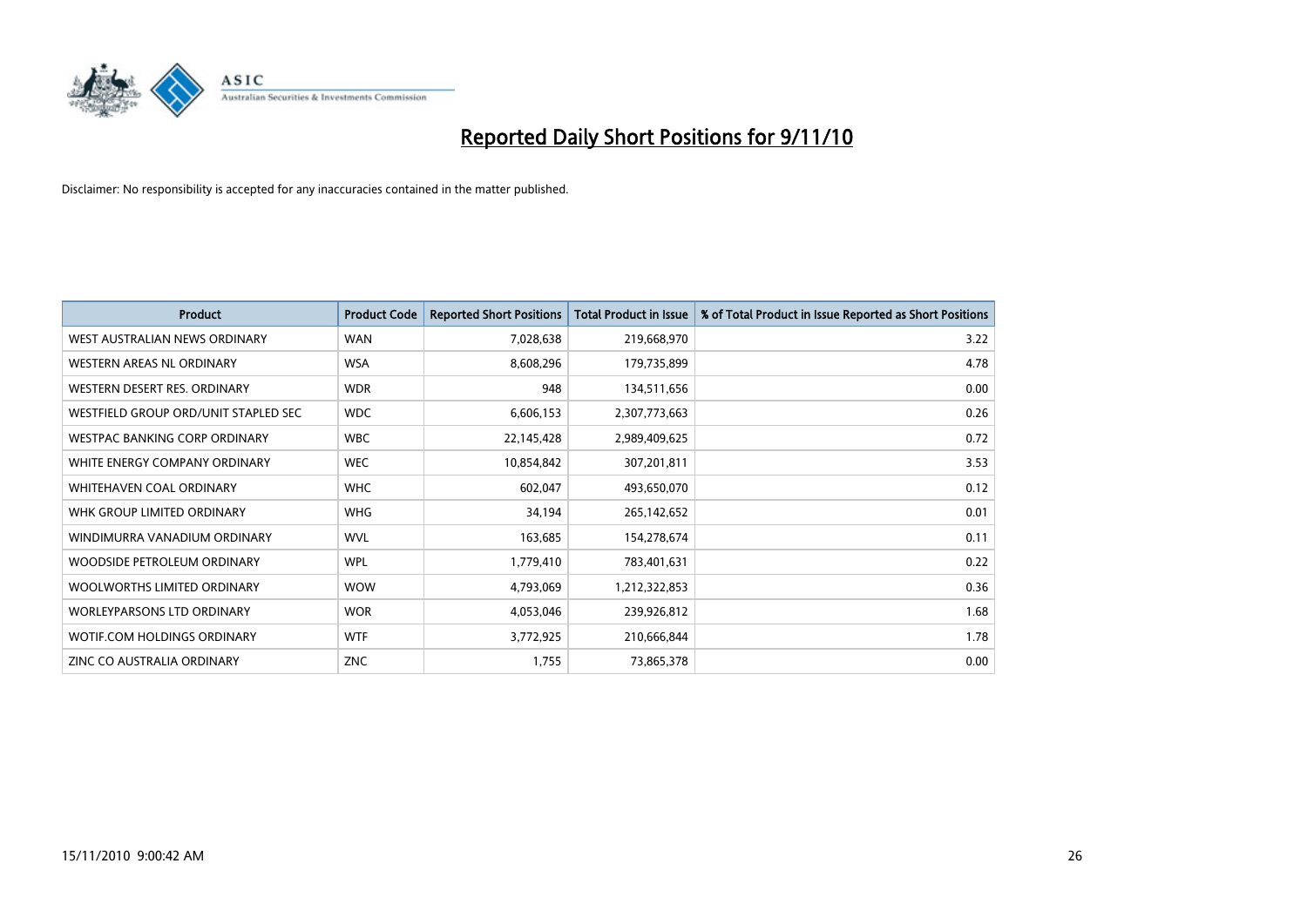# Reported Daily Short Positions for 9/11/10

Disclaimer: No responsibility is accepted for any inaccuracies contained in the matter published.

| Product | Product Code | Reported Short Positions | Total Product in Issue | % of Total Product in Issue Reported as Short Positions |
|---|---|---|---|---|
| WEST AUSTRALIAN NEWS ORDINARY | WAN | 7,028,638 | 219,668,970 | 3.22 |
| WESTERN AREAS NL ORDINARY | WSA | 8,608,296 | 179,735,899 | 4.78 |
| WESTERN DESERT RES. ORDINARY | WDR | 948 | 134,511,656 | 0.00 |
| WESTFIELD GROUP ORD/UNIT STAPLED SEC | WDC | 6,606,153 | 2,307,773,663 | 0.26 |
| WESTPAC BANKING CORP ORDINARY | WBC | 22,145,428 | 2,989,409,625 | 0.72 |
| WHITE ENERGY COMPANY ORDINARY | WEC | 10,854,842 | 307,201,811 | 3.53 |
| WHITEHAVEN COAL ORDINARY | WHC | 602,047 | 493,650,070 | 0.12 |
| WHK GROUP LIMITED ORDINARY | WHG | 34,194 | 265,142,652 | 0.01 |
| WINDIMURRA VANADIUM ORDINARY | WVL | 163,685 | 154,278,674 | 0.11 |
| WOODSIDE PETROLEUM ORDINARY | WPL | 1,779,410 | 783,401,631 | 0.22 |
| WOOLWORTHS LIMITED ORDINARY | WOW | 4,793,069 | 1,212,322,853 | 0.36 |
| WORLEYPARSONS LTD ORDINARY | WOR | 4,053,046 | 239,926,812 | 1.68 |
| WOTIF.COM HOLDINGS ORDINARY | WTF | 3,772,925 | 210,666,844 | 1.78 |
| ZINC CO AUSTRALIA ORDINARY | ZNC | 1,755 | 73,865,378 | 0.00 |